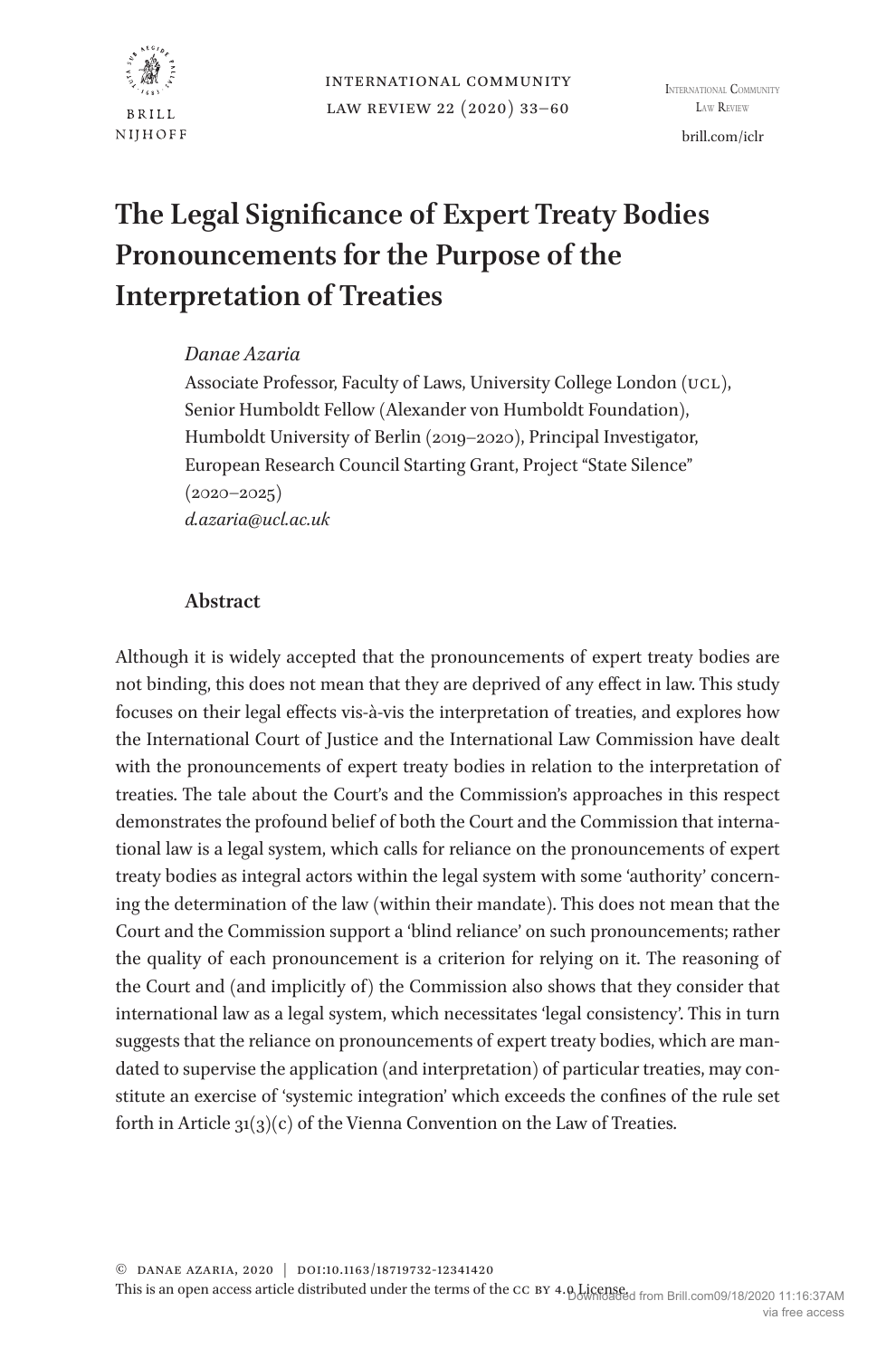# The Legal Significance of Expert Treaty Bodies Pronouncements for the Purpose of the Interpretation of Treaties

*Danae Azaria*
Associate Professor, Faculty of Laws, University College London (UCL), Senior Humboldt Fellow (Alexander von Humboldt Foundation), Humboldt University of Berlin (2019–2020), Principal Investigator, European Research Council Starting Grant, Project "State Silence" (2020–2025)
*d.azaria@ucl.ac.uk*

## Abstract

Although it is widely accepted that the pronouncements of expert treaty bodies are not binding, this does not mean that they are deprived of any effect in law. This study focuses on their legal effects vis-à-vis the interpretation of treaties, and explores how the International Court of Justice and the International Law Commission have dealt with the pronouncements of expert treaty bodies in relation to the interpretation of treaties. The tale about the Court's and the Commission's approaches in this respect demonstrates the profound belief of both the Court and the Commission that international law is a legal system, which calls for reliance on the pronouncements of expert treaty bodies as integral actors within the legal system with some 'authority' concerning the determination of the law (within their mandate). This does not mean that the Court and the Commission support a 'blind reliance' on such pronouncements; rather the quality of each pronouncement is a criterion for relying on it. The reasoning of the Court and (and implicitly of) the Commission also shows that they consider that international law as a legal system, which necessitates 'legal consistency'. This in turn suggests that the reliance on pronouncements of expert treaty bodies, which are mandated to supervise the application (and interpretation) of particular treaties, may constitute an exercise of 'systemic integration' which exceeds the confines of the rule set forth in Article 31(3)(c) of the Vienna Convention on the Law of Treaties.

© Danae Azaria, 2020 | DOI:10.1163/18719732-12341420
This is an open access article distributed under the terms of the CC BY 4.0 License.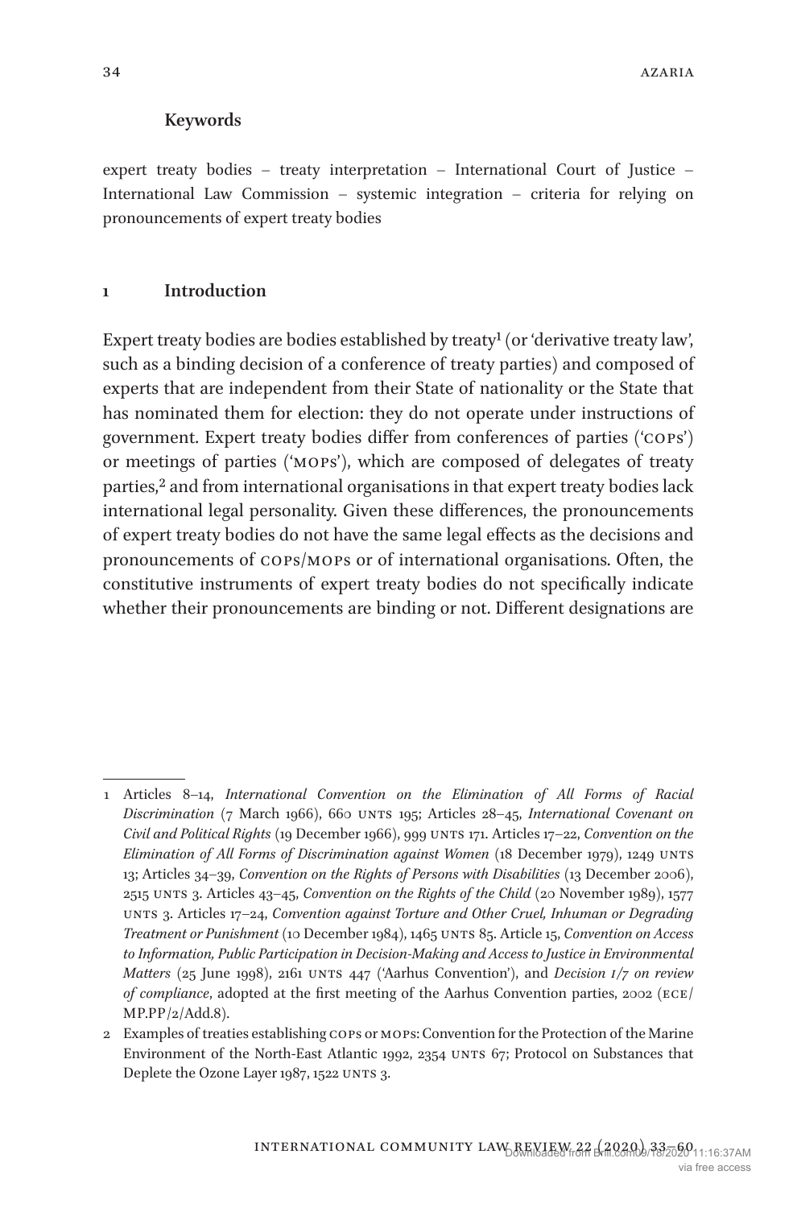**Keywords**

expert treaty bodies – treaty interpretation – International Court of Justice – International Law Commission – systemic integration – criteria for relying on pronouncements of expert treaty bodies

## 1 Introduction

Expert treaty bodies are bodies established by treaty[1] (or 'derivative treaty law', such as a binding decision of a conference of treaty parties) and composed of experts that are independent from their State of nationality or the State that has nominated them for election: they do not operate under instructions of government. Expert treaty bodies differ from conferences of parties ('COPs') or meetings of parties ('MOPs'), which are composed of delegates of treaty parties,[2] and from international organisations in that expert treaty bodies lack international legal personality. Given these differences, the pronouncements of expert treaty bodies do not have the same legal effects as the decisions and pronouncements of COPs/MOPs or of international organisations. Often, the constitutive instruments of expert treaty bodies do not specifically indicate whether their pronouncements are binding or not. Different designations are

---

1 Articles 8–14, *International Convention on the Elimination of All Forms of Racial Discrimination* (7 March 1966), 660 UNTS 195; Articles 28–45, *International Covenant on Civil and Political Rights* (19 December 1966), 999 UNTS 171. Articles 17–22, *Convention on the Elimination of All Forms of Discrimination against Women* (18 December 1979), 1249 UNTS 13; Articles 34–39, *Convention on the Rights of Persons with Disabilities* (13 December 2006), 2515 UNTS 3. Articles 43–45, *Convention on the Rights of the Child* (20 November 1989), 1577 UNTS 3. Articles 17–24, *Convention against Torture and Other Cruel, Inhuman or Degrading Treatment or Punishment* (10 December 1984), 1465 UNTS 85. Article 15, *Convention on Access to Information, Public Participation in Decision-Making and Access to Justice in Environmental Matters* (25 June 1998), 2161 UNTS 447 ('Aarhus Convention'), and *Decision I/7 on review of compliance*, adopted at the first meeting of the Aarhus Convention parties, 2002 (ECE/MP.PP/2/Add.8).

2 Examples of treaties establishing COPs or MOPs: Convention for the Protection of the Marine Environment of the North-East Atlantic 1992, 2354 UNTS 67; Protocol on Substances that Deplete the Ozone Layer 1987, 1522 UNTS 3.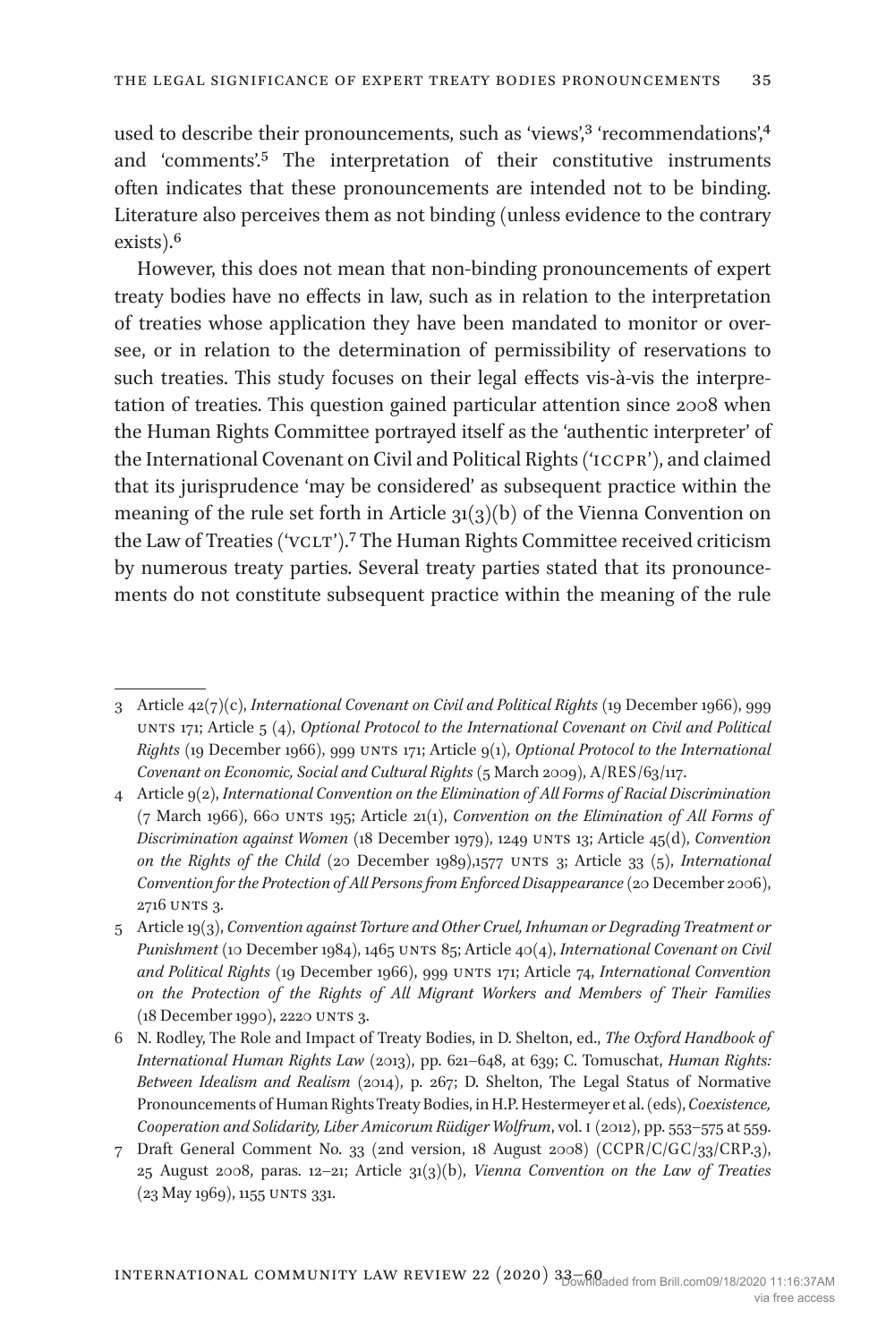used to describe their pronouncements, such as 'views',[3] 'recommendations',[4] and 'comments'.[5] The interpretation of their constitutive instruments often indicates that these pronouncements are intended not to be binding. Literature also perceives them as not binding (unless evidence to the contrary exists).[6]

However, this does not mean that non-binding pronouncements of expert treaty bodies have no effects in law, such as in relation to the interpretation of treaties whose application they have been mandated to monitor or oversee, or in relation to the determination of permissibility of reservations to such treaties. This study focuses on their legal effects vis-à-vis the interpretation of treaties. This question gained particular attention since 2008 when the Human Rights Committee portrayed itself as the 'authentic interpreter' of the International Covenant on Civil and Political Rights ('ICCPR'), and claimed that its jurisprudence 'may be considered' as subsequent practice within the meaning of the rule set forth in Article 31(3)(b) of the Vienna Convention on the Law of Treaties ('VCLT').[7] The Human Rights Committee received criticism by numerous treaty parties. Several treaty parties stated that its pronouncements do not constitute subsequent practice within the meaning of the rule

---

3 Article 42(7)(c), *International Covenant on Civil and Political Rights* (19 December 1966), 999 UNTS 171; Article 5 (4), *Optional Protocol to the International Covenant on Civil and Political Rights* (19 December 1966), 999 UNTS 171; Article 9(1), *Optional Protocol to the International Covenant on Economic, Social and Cultural Rights* (5 March 2009), A/RES/63/117.

4 Article 9(2), *International Convention on the Elimination of All Forms of Racial Discrimination* (7 March 1966), 660 UNTS 195; Article 21(1), *Convention on the Elimination of All Forms of Discrimination against Women* (18 December 1979), 1249 UNTS 13; Article 45(d), *Convention on the Rights of the Child* (20 December 1989),1577 UNTS 3; Article 33 (5), *International Convention for the Protection of All Persons from Enforced Disappearance* (20 December 2006), 2716 UNTS 3.

5 Article 19(3), *Convention against Torture and Other Cruel, Inhuman or Degrading Treatment or Punishment* (10 December 1984), 1465 UNTS 85; Article 40(4), *International Covenant on Civil and Political Rights* (19 December 1966), 999 UNTS 171; Article 74, *International Convention on the Protection of the Rights of All Migrant Workers and Members of Their Families* (18 December 1990), 2220 UNTS 3.

6 N. Rodley, The Role and Impact of Treaty Bodies, in D. Shelton, ed., *The Oxford Handbook of International Human Rights Law* (2013), pp. 621–648, at 639; C. Tomuschat, *Human Rights: Between Idealism and Realism* (2014), p. 267; D. Shelton, The Legal Status of Normative Pronouncements of Human Rights Treaty Bodies, in H.P. Hestermeyer et al. (eds), *Coexistence, Cooperation and Solidarity, Liber Amicorum Rüdiger Wolfrum*, vol. I (2012), pp. 553–575 at 559.

7 Draft General Comment No. 33 (2nd version, 18 August 2008) (CCPR/C/GC/33/CRP.3), 25 August 2008, paras. 12–21; Article 31(3)(b), *Vienna Convention on the Law of Treaties* (23 May 1969), 1155 UNTS 331.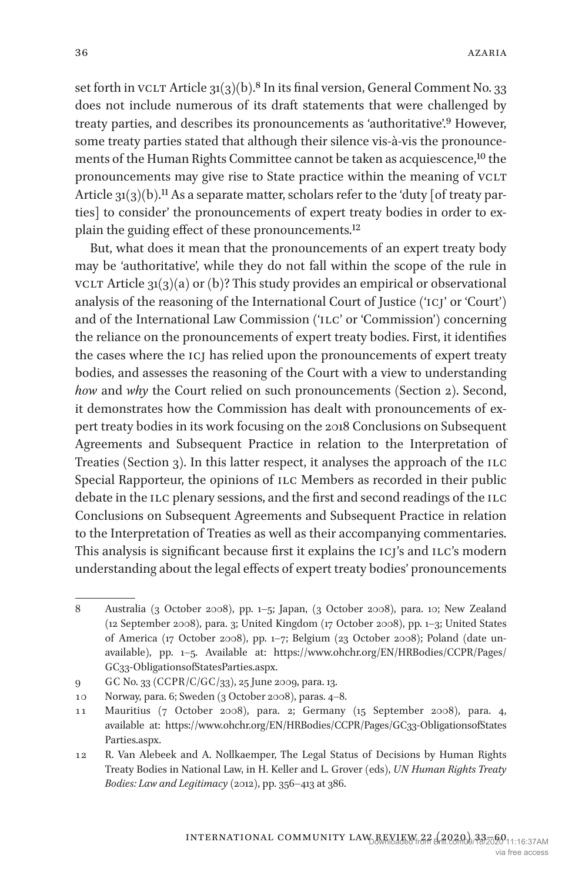set forth in VCLT Article 31(3)(b).[8] In its final version, General Comment No. 33 does not include numerous of its draft statements that were challenged by treaty parties, and describes its pronouncements as 'authoritative'.[9] However, some treaty parties stated that although their silence vis-à-vis the pronouncements of the Human Rights Committee cannot be taken as acquiescence,[10] the pronouncements may give rise to State practice within the meaning of VCLT Article 31(3)(b).[11] As a separate matter, scholars refer to the 'duty [of treaty parties] to consider' the pronouncements of expert treaty bodies in order to explain the guiding effect of these pronouncements.[12]

But, what does it mean that the pronouncements of an expert treaty body may be 'authoritative', while they do not fall within the scope of the rule in VCLT Article 31(3)(a) or (b)? This study provides an empirical or observational analysis of the reasoning of the International Court of Justice ('ICJ' or 'Court') and of the International Law Commission ('ILC' or 'Commission') concerning the reliance on the pronouncements of expert treaty bodies. First, it identifies the cases where the ICJ has relied upon the pronouncements of expert treaty bodies, and assesses the reasoning of the Court with a view to understanding *how* and *why* the Court relied on such pronouncements (Section 2). Second, it demonstrates how the Commission has dealt with pronouncements of expert treaty bodies in its work focusing on the 2018 Conclusions on Subsequent Agreements and Subsequent Practice in relation to the Interpretation of Treaties (Section 3). In this latter respect, it analyses the approach of the ILC Special Rapporteur, the opinions of ILC Members as recorded in their public debate in the ILC plenary sessions, and the first and second readings of the ILC Conclusions on Subsequent Agreements and Subsequent Practice in relation to the Interpretation of Treaties as well as their accompanying commentaries. This analysis is significant because first it explains the ICJ's and ILC's modern understanding about the legal effects of expert treaty bodies' pronouncements

---

8 Australia (3 October 2008), pp. 1–5; Japan, (3 October 2008), para. 10; New Zealand (12 September 2008), para. 3; United Kingdom (17 October 2008), pp. 1–3; United States of America (17 October 2008), pp. 1–7; Belgium (23 October 2008); Poland (date unavailable), pp. 1–5. Available at: https://www.ohchr.org/EN/HRBodies/CCPR/Pages/GC33-ObligationsofStatesParties.aspx.

9 GC No. 33 (CCPR/C/GC/33), 25 June 2009, para. 13.

10 Norway, para. 6; Sweden (3 October 2008), paras. 4–8.

11 Mauritius (7 October 2008), para. 2; Germany (15 September 2008), para. 4, available at: https://www.ohchr.org/EN/HRBodies/CCPR/Pages/GC33-ObligationsofStatesParties.aspx.

12 R. Van Alebeek and A. Nollkaemper, The Legal Status of Decisions by Human Rights Treaty Bodies in National Law, in H. Keller and L. Grover (eds), *UN Human Rights Treaty Bodies: Law and Legitimacy* (2012), pp. 356–413 at 386.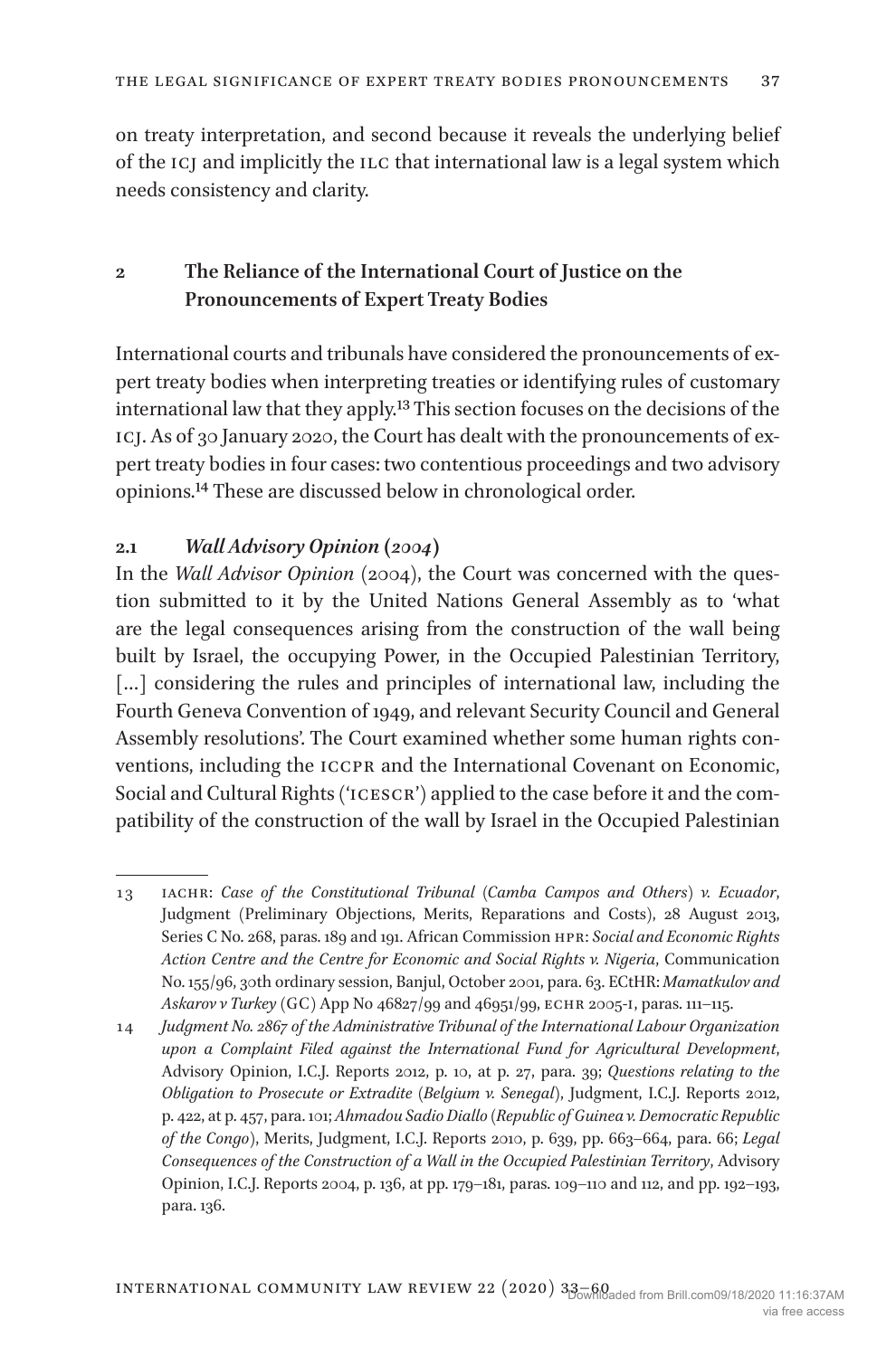on treaty interpretation, and second because it reveals the underlying belief of the ICJ and implicitly the ILC that international law is a legal system which needs consistency and clarity.

## 2 The Reliance of the International Court of Justice on the Pronouncements of Expert Treaty Bodies

International courts and tribunals have considered the pronouncements of expert treaty bodies when interpreting treaties or identifying rules of customary international law that they apply.[13] This section focuses on the decisions of the ICJ. As of 30 January 2020, the Court has dealt with the pronouncements of expert treaty bodies in four cases: two contentious proceedings and two advisory opinions.[14] These are discussed below in chronological order.

### 2.1 *Wall Advisory Opinion* (2004)

In the *Wall Advisor Opinion* (2004), the Court was concerned with the question submitted to it by the United Nations General Assembly as to 'what are the legal consequences arising from the construction of the wall being built by Israel, the occupying Power, in the Occupied Palestinian Territory, […] considering the rules and principles of international law, including the Fourth Geneva Convention of 1949, and relevant Security Council and General Assembly resolutions'. The Court examined whether some human rights conventions, including the ICCPR and the International Covenant on Economic, Social and Cultural Rights ('ICESCR') applied to the case before it and the compatibility of the construction of the wall by Israel in the Occupied Palestinian

---

13 IACHR: *Case of the Constitutional Tribunal (Camba Campos and Others) v. Ecuador*, Judgment (Preliminary Objections, Merits, Reparations and Costs), 28 August 2013, Series C No. 268, paras. 189 and 191. African Commission HPR: *Social and Economic Rights Action Centre and the Centre for Economic and Social Rights v. Nigeria*, Communication No. 155/96, 30th ordinary session, Banjul, October 2001, para. 63. ECtHR: *Mamatkulov and Askarov v Turkey* (GC) App No 46827/99 and 46951/99, ECHR 2005-I, paras. 111–115.

14 *Judgment No. 2867 of the Administrative Tribunal of the International Labour Organization upon a Complaint Filed against the International Fund for Agricultural Development*, Advisory Opinion, I.C.J. Reports 2012, p. 10, at p. 27, para. 39; *Questions relating to the Obligation to Prosecute or Extradite (Belgium v. Senegal)*, Judgment, I.C.J. Reports 2012, p. 422, at p. 457, para. 101; *Ahmadou Sadio Diallo (Republic of Guinea v. Democratic Republic of the Congo)*, Merits, Judgment, I.C.J. Reports 2010, p. 639, pp. 663–664, para. 66; *Legal Consequences of the Construction of a Wall in the Occupied Palestinian Territory*, Advisory Opinion, I.C.J. Reports 2004, p. 136, at pp. 179–181, paras. 109–110 and 112, and pp. 192–193, para. 136.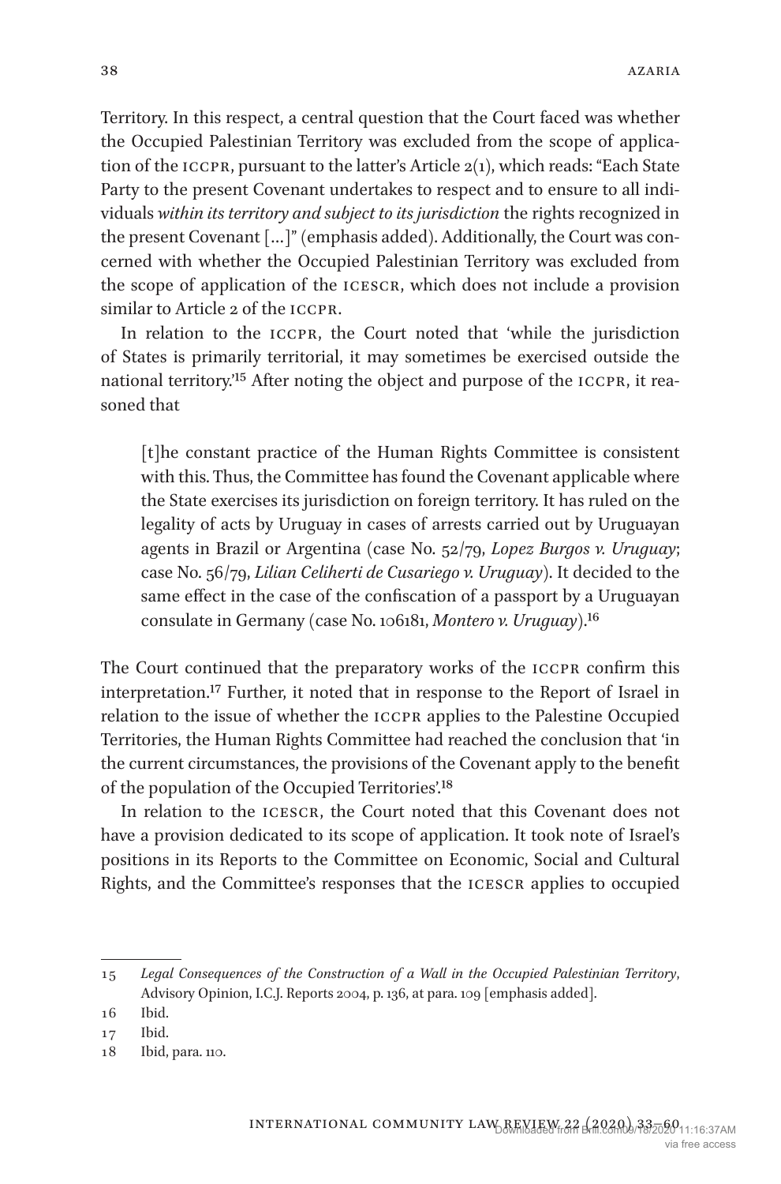Territory. In this respect, a central question that the Court faced was whether the Occupied Palestinian Territory was excluded from the scope of application of the ICCPR, pursuant to the latter's Article 2(1), which reads: "Each State Party to the present Covenant undertakes to respect and to ensure to all individuals *within its territory and subject to its jurisdiction* the rights recognized in the present Covenant [...]" (emphasis added). Additionally, the Court was concerned with whether the Occupied Palestinian Territory was excluded from the scope of application of the ICESCR, which does not include a provision similar to Article 2 of the ICCPR.

In relation to the ICCPR, the Court noted that 'while the jurisdiction of States is primarily territorial, it may sometimes be exercised outside the national territory.'[15] After noting the object and purpose of the ICCPR, it reasoned that

> [t]he constant practice of the Human Rights Committee is consistent with this. Thus, the Committee has found the Covenant applicable where the State exercises its jurisdiction on foreign territory. It has ruled on the legality of acts by Uruguay in cases of arrests carried out by Uruguayan agents in Brazil or Argentina (case No. 52/79, *Lopez Burgos v. Uruguay*; case No. 56/79, *Lilian Celiherti de Cusariego v. Uruguay*). It decided to the same effect in the case of the confiscation of a passport by a Uruguayan consulate in Germany (case No. 106181, *Montero v. Uruguay*).[16]

The Court continued that the preparatory works of the ICCPR confirm this interpretation.[17] Further, it noted that in response to the Report of Israel in relation to the issue of whether the ICCPR applies to the Palestine Occupied Territories, the Human Rights Committee had reached the conclusion that 'in the current circumstances, the provisions of the Covenant apply to the benefit of the population of the Occupied Territories'.[18]

In relation to the ICESCR, the Court noted that this Covenant does not have a provision dedicated to its scope of application. It took note of Israel's positions in its Reports to the Committee on Economic, Social and Cultural Rights, and the Committee's responses that the ICESCR applies to occupied

---

15 *Legal Consequences of the Construction of a Wall in the Occupied Palestinian Territory*, Advisory Opinion, I.C.J. Reports 2004, p. 136, at para. 109 [emphasis added].

16 Ibid.

17 Ibid.

18 Ibid, para. 110.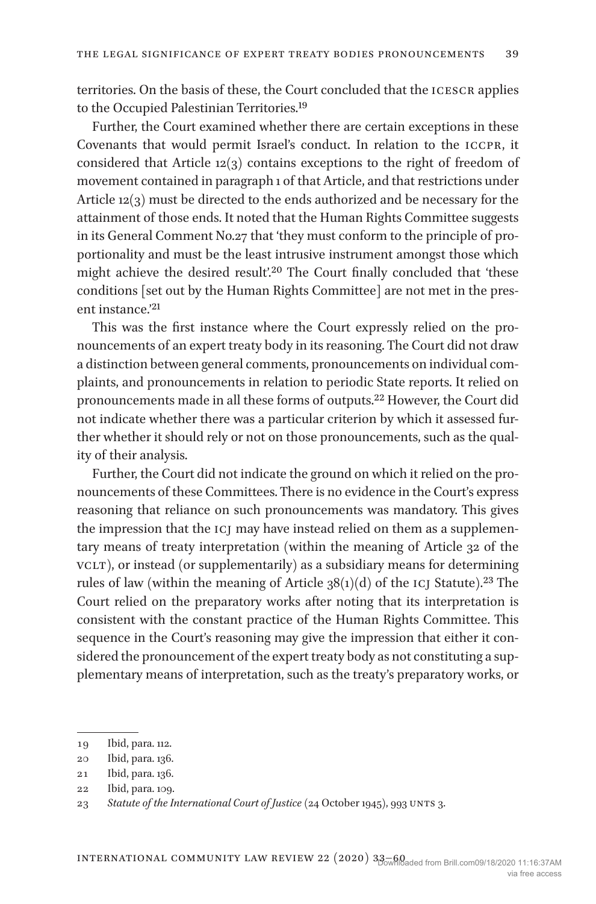territories. On the basis of these, the Court concluded that the ICESCR applies to the Occupied Palestinian Territories.[19]

Further, the Court examined whether there are certain exceptions in these Covenants that would permit Israel's conduct. In relation to the ICCPR, it considered that Article 12(3) contains exceptions to the right of freedom of movement contained in paragraph 1 of that Article, and that restrictions under Article 12(3) must be directed to the ends authorized and be necessary for the attainment of those ends. It noted that the Human Rights Committee suggests in its General Comment No.27 that 'they must conform to the principle of proportionality and must be the least intrusive instrument amongst those which might achieve the desired result'.[20] The Court finally concluded that 'these conditions [set out by the Human Rights Committee] are not met in the present instance.'[21]

This was the first instance where the Court expressly relied on the pronouncements of an expert treaty body in its reasoning. The Court did not draw a distinction between general comments, pronouncements on individual complaints, and pronouncements in relation to periodic State reports. It relied on pronouncements made in all these forms of outputs.[22] However, the Court did not indicate whether there was a particular criterion by which it assessed further whether it should rely or not on those pronouncements, such as the quality of their analysis.

Further, the Court did not indicate the ground on which it relied on the pronouncements of these Committees. There is no evidence in the Court's express reasoning that reliance on such pronouncements was mandatory. This gives the impression that the ICJ may have instead relied on them as a supplementary means of treaty interpretation (within the meaning of Article 32 of the VCLT), or instead (or supplementarily) as a subsidiary means for determining rules of law (within the meaning of Article 38(1)(d) of the ICJ Statute).[23] The Court relied on the preparatory works after noting that its interpretation is consistent with the constant practice of the Human Rights Committee. This sequence in the Court's reasoning may give the impression that either it considered the pronouncement of the expert treaty body as not constituting a supplementary means of interpretation, such as the treaty's preparatory works, or

---

19 Ibid, para. 112.

20 Ibid, para. 136.

21 Ibid, para. 136.

22 Ibid, para. 109.

23 *Statute of the International Court of Justice* (24 October 1945), 993 UNTS 3.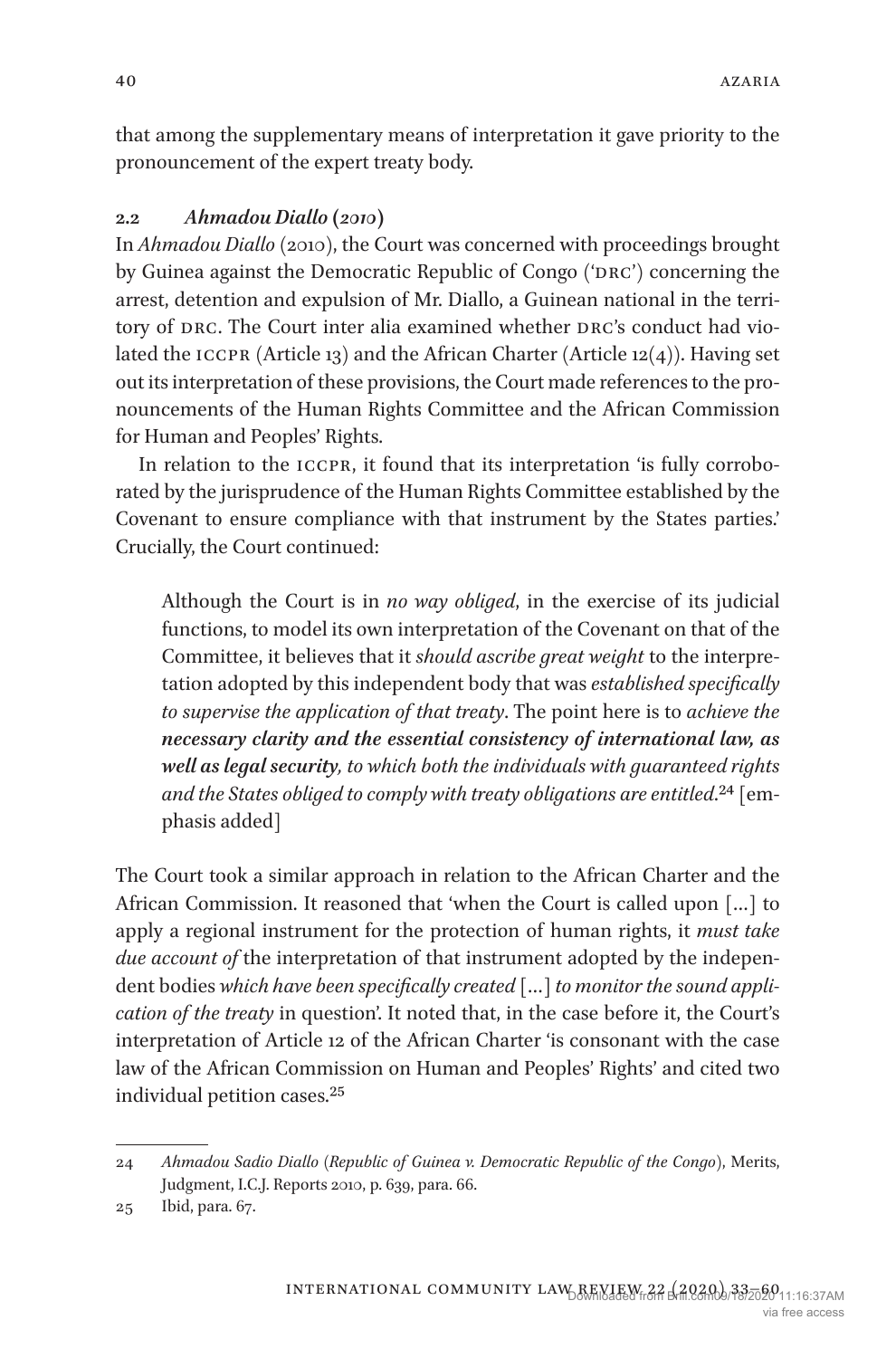that among the supplementary means of interpretation it gave priority to the pronouncement of the expert treaty body.

### 2.2 *Ahmadou Diallo (2010)*

In *Ahmadou Diallo* (2010), the Court was concerned with proceedings brought by Guinea against the Democratic Republic of Congo ('DRC') concerning the arrest, detention and expulsion of Mr. Diallo, a Guinean national in the territory of DRC. The Court inter alia examined whether DRC's conduct had violated the ICCPR (Article 13) and the African Charter (Article 12(4)). Having set out its interpretation of these provisions, the Court made references to the pronouncements of the Human Rights Committee and the African Commission for Human and Peoples' Rights.

In relation to the ICCPR, it found that its interpretation 'is fully corroborated by the jurisprudence of the Human Rights Committee established by the Covenant to ensure compliance with that instrument by the States parties.' Crucially, the Court continued:

> Although the Court is in *no way obliged*, in the exercise of its judicial functions, to model its own interpretation of the Covenant on that of the Committee, it believes that it *should ascribe great weight* to the interpretation adopted by this independent body that was *established specifically to supervise the application of that treaty*. The point here is to *achieve the **necessary clarity and the essential consistency of international law, as well as legal security,** to which both the individuals with guaranteed rights and the States obliged to comply with treaty obligations are entitled*.[24] [emphasis added]

The Court took a similar approach in relation to the African Charter and the African Commission. It reasoned that 'when the Court is called upon […] to apply a regional instrument for the protection of human rights, it *must take due account of* the interpretation of that instrument adopted by the independent bodies *which have been specifically created* […] *to monitor the sound application of the treaty* in question'. It noted that, in the case before it, the Court's interpretation of Article 12 of the African Charter 'is consonant with the case law of the African Commission on Human and Peoples' Rights' and cited two individual petition cases.[25]

---

24 *Ahmadou Sadio Diallo* (*Republic of Guinea v. Democratic Republic of the Congo*), Merits, Judgment, I.C.J. Reports 2010, p. 639, para. 66.

25 Ibid, para. 67.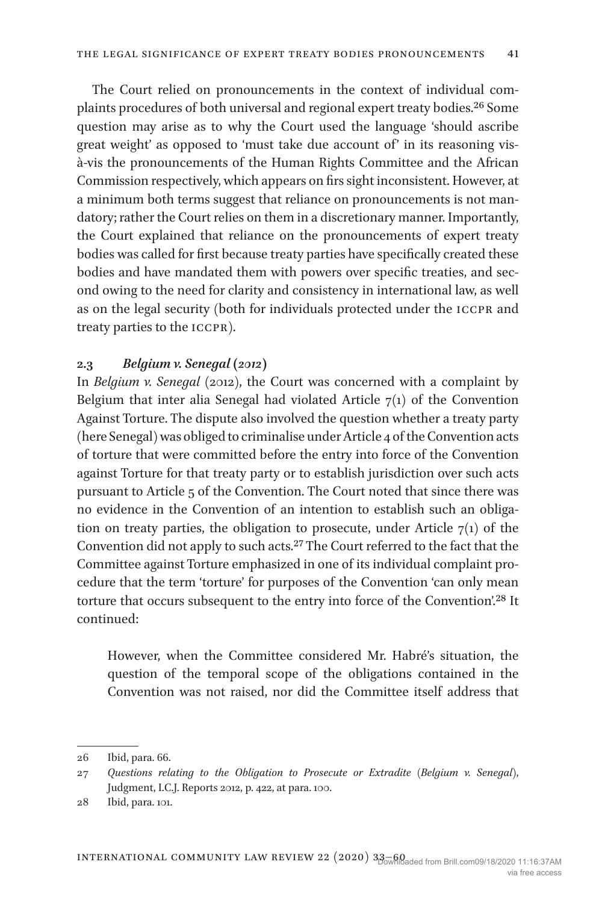The Court relied on pronouncements in the context of individual complaints procedures of both universal and regional expert treaty bodies.[26] Some question may arise as to why the Court used the language 'should ascribe great weight' as opposed to 'must take due account of' in its reasoning vis-à-vis the pronouncements of the Human Rights Committee and the African Commission respectively, which appears on firs sight inconsistent. However, at a minimum both terms suggest that reliance on pronouncements is not mandatory; rather the Court relies on them in a discretionary manner. Importantly, the Court explained that reliance on the pronouncements of expert treaty bodies was called for first because treaty parties have specifically created these bodies and have mandated them with powers over specific treaties, and second owing to the need for clarity and consistency in international law, as well as on the legal security (both for individuals protected under the ICCPR and treaty parties to the ICCPR).

### 2.3 *Belgium v. Senegal (2012)*

In *Belgium v. Senegal* (2012), the Court was concerned with a complaint by Belgium that inter alia Senegal had violated Article 7(1) of the Convention Against Torture. The dispute also involved the question whether a treaty party (here Senegal) was obliged to criminalise under Article 4 of the Convention acts of torture that were committed before the entry into force of the Convention against Torture for that treaty party or to establish jurisdiction over such acts pursuant to Article 5 of the Convention. The Court noted that since there was no evidence in the Convention of an intention to establish such an obligation on treaty parties, the obligation to prosecute, under Article 7(1) of the Convention did not apply to such acts.[27] The Court referred to the fact that the Committee against Torture emphasized in one of its individual complaint procedure that the term 'torture' for purposes of the Convention 'can only mean torture that occurs subsequent to the entry into force of the Convention'.[28] It continued:

> However, when the Committee considered Mr. Habré's situation, the question of the temporal scope of the obligations contained in the Convention was not raised, nor did the Committee itself address that

---

26 Ibid, para. 66.

27 *Questions relating to the Obligation to Prosecute or Extradite* (*Belgium v. Senegal*), Judgment, I.C.J. Reports 2012, p. 422, at para. 100.

28 Ibid, para. 101.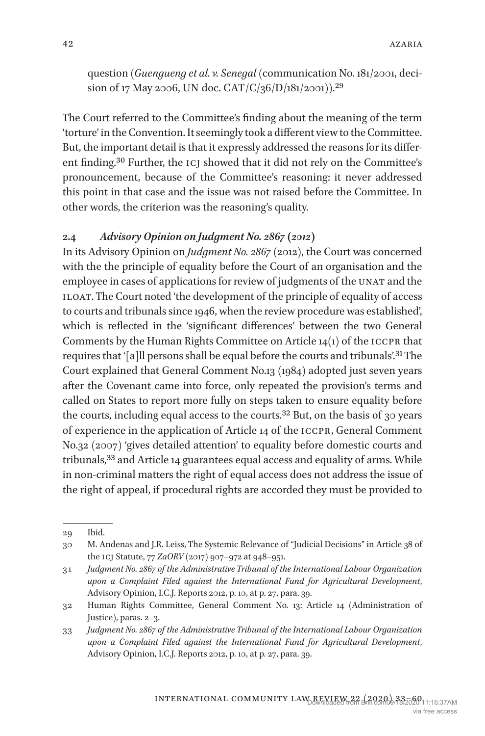question (*Guengueng et al. v. Senegal* (communication No. 181/2001, decision of 17 May 2006, UN doc. CAT/C/36/D/181/2001)).[29]

The Court referred to the Committee's finding about the meaning of the term 'torture' in the Convention. It seemingly took a different view to the Committee. But, the important detail is that it expressly addressed the reasons for its different finding.[30] Further, the ICJ showed that it did not rely on the Committee's pronouncement, because of the Committee's reasoning: it never addressed this point in that case and the issue was not raised before the Committee. In other words, the criterion was the reasoning's quality.

### 2.4 *Advisory Opinion on Judgment No. 2867 (2012)*

In its Advisory Opinion on *Judgment No. 2867* (2012), the Court was concerned with the the principle of equality before the Court of an organisation and the employee in cases of applications for review of judgments of the UNAT and the ILOAT. The Court noted 'the development of the principle of equality of access to courts and tribunals since 1946, when the review procedure was established', which is reflected in the 'significant differences' between the two General Comments by the Human Rights Committee on Article 14(1) of the ICCPR that requires that '[a]ll persons shall be equal before the courts and tribunals'.[31] The Court explained that General Comment No.13 (1984) adopted just seven years after the Covenant came into force, only repeated the provision's terms and called on States to report more fully on steps taken to ensure equality before the courts, including equal access to the courts.[32] But, on the basis of 30 years of experience in the application of Article 14 of the ICCPR, General Comment No.32 (2007) 'gives detailed attention' to equality before domestic courts and tribunals,[33] and Article 14 guarantees equal access and equality of arms. While in non-criminal matters the right of equal access does not address the issue of the right of appeal, if procedural rights are accorded they must be provided to

---

29 Ibid.

30 M. Andenas and J.R. Leiss, The Systemic Relevance of "Judicial Decisions" in Article 38 of the ICJ Statute, 77 *ZaORV* (2017) 907–972 at 948–951.

31 *Judgment No. 2867 of the Administrative Tribunal of the International Labour Organization upon a Complaint Filed against the International Fund for Agricultural Development*, Advisory Opinion, I.C.J. Reports 2012, p. 10, at p. 27, para. 39.

32 Human Rights Committee, General Comment No. 13: Article 14 (Administration of Justice), paras. 2–3.

33 *Judgment No. 2867 of the Administrative Tribunal of the International Labour Organization upon a Complaint Filed against the International Fund for Agricultural Development*, Advisory Opinion, I.C.J. Reports 2012, p. 10, at p. 27, para. 39.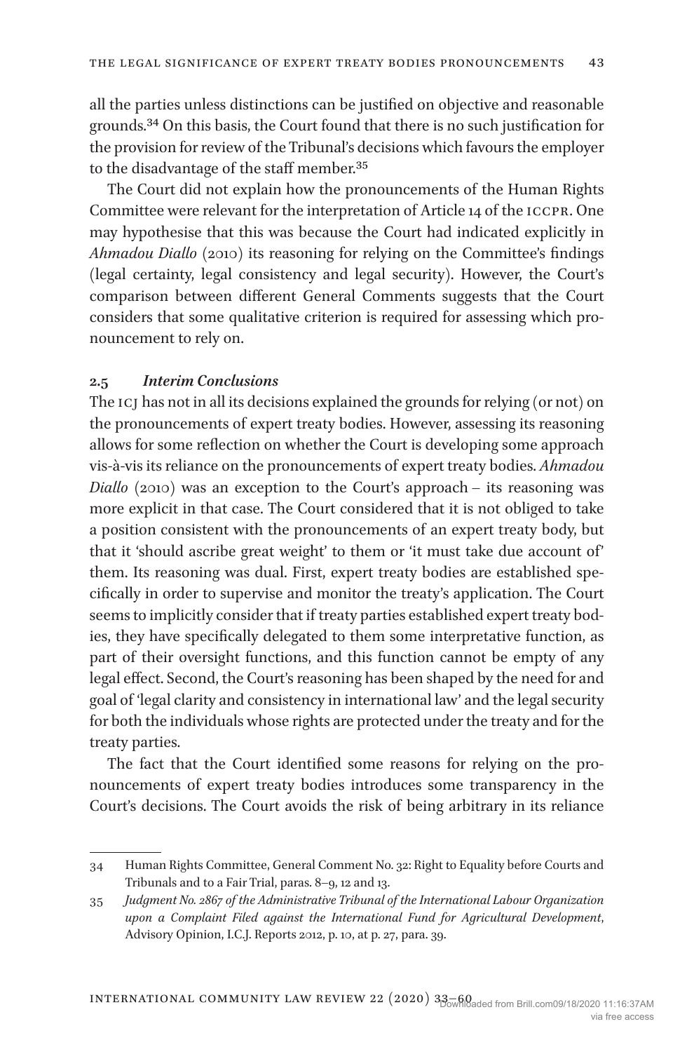all the parties unless distinctions can be justified on objective and reasonable grounds.[34] On this basis, the Court found that there is no such justification for the provision for review of the Tribunal's decisions which favours the employer to the disadvantage of the staff member.[35]

The Court did not explain how the pronouncements of the Human Rights Committee were relevant for the interpretation of Article 14 of the ICCPR. One may hypothesise that this was because the Court had indicated explicitly in *Ahmadou Diallo* (2010) its reasoning for relying on the Committee's findings (legal certainty, legal consistency and legal security). However, the Court's comparison between different General Comments suggests that the Court considers that some qualitative criterion is required for assessing which pronouncement to rely on.

### 2.5 *Interim Conclusions*

The ICJ has not in all its decisions explained the grounds for relying (or not) on the pronouncements of expert treaty bodies. However, assessing its reasoning allows for some reflection on whether the Court is developing some approach vis-à-vis its reliance on the pronouncements of expert treaty bodies. *Ahmadou Diallo* (2010) was an exception to the Court's approach – its reasoning was more explicit in that case. The Court considered that it is not obliged to take a position consistent with the pronouncements of an expert treaty body, but that it 'should ascribe great weight' to them or 'it must take due account of' them. Its reasoning was dual. First, expert treaty bodies are established specifically in order to supervise and monitor the treaty's application. The Court seems to implicitly consider that if treaty parties established expert treaty bodies, they have specifically delegated to them some interpretative function, as part of their oversight functions, and this function cannot be empty of any legal effect. Second, the Court's reasoning has been shaped by the need for and goal of 'legal clarity and consistency in international law' and the legal security for both the individuals whose rights are protected under the treaty and for the treaty parties.

The fact that the Court identified some reasons for relying on the pronouncements of expert treaty bodies introduces some transparency in the Court's decisions. The Court avoids the risk of being arbitrary in its reliance

---

34 Human Rights Committee, General Comment No. 32: Right to Equality before Courts and Tribunals and to a Fair Trial, paras. 8–9, 12 and 13.

35 *Judgment No. 2867 of the Administrative Tribunal of the International Labour Organization upon a Complaint Filed against the International Fund for Agricultural Development*, Advisory Opinion, I.C.J. Reports 2012, p. 10, at p. 27, para. 39.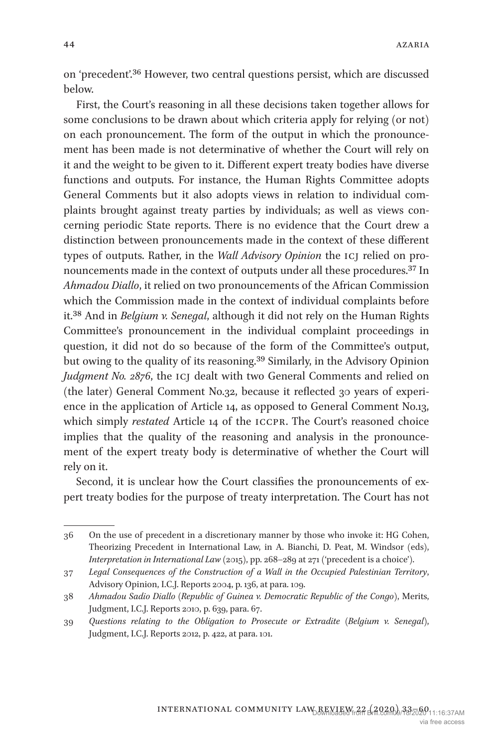on 'precedent'.[36] However, two central questions persist, which are discussed below.

First, the Court's reasoning in all these decisions taken together allows for some conclusions to be drawn about which criteria apply for relying (or not) on each pronouncement. The form of the output in which the pronouncement has been made is not determinative of whether the Court will rely on it and the weight to be given to it. Different expert treaty bodies have diverse functions and outputs. For instance, the Human Rights Committee adopts General Comments but it also adopts views in relation to individual complaints brought against treaty parties by individuals; as well as views concerning periodic State reports. There is no evidence that the Court drew a distinction between pronouncements made in the context of these different types of outputs. Rather, in the *Wall Advisory Opinion* the ICJ relied on pronouncements made in the context of outputs under all these procedures.[37] In *Ahmadou Diallo*, it relied on two pronouncements of the African Commission which the Commission made in the context of individual complaints before it.[38] And in *Belgium v. Senegal*, although it did not rely on the Human Rights Committee's pronouncement in the individual complaint proceedings in question, it did not do so because of the form of the Committee's output, but owing to the quality of its reasoning.[39] Similarly, in the Advisory Opinion *Judgment No. 2876*, the ICJ dealt with two General Comments and relied on (the later) General Comment No.32, because it reflected 30 years of experience in the application of Article 14, as opposed to General Comment No.13, which simply *restated* Article 14 of the ICCPR. The Court's reasoned choice implies that the quality of the reasoning and analysis in the pronouncement of the expert treaty body is determinative of whether the Court will rely on it.

Second, it is unclear how the Court classifies the pronouncements of expert treaty bodies for the purpose of treaty interpretation. The Court has not

---

36 On the use of precedent in a discretionary manner by those who invoke it: HG Cohen, Theorizing Precedent in International Law, in A. Bianchi, D. Peat, M. Windsor (eds), *Interpretation in International Law* (2015), pp. 268–289 at 271 ('precedent is a choice').

37 *Legal Consequences of the Construction of a Wall in the Occupied Palestinian Territory*, Advisory Opinion, I.C.J. Reports 2004, p. 136, at para. 109.

38 *Ahmadou Sadio Diallo* (*Republic of Guinea v. Democratic Republic of the Congo*), Merits, Judgment, I.C.J. Reports 2010, p. 639, para. 67.

39 *Questions relating to the Obligation to Prosecute or Extradite* (*Belgium v. Senegal*), Judgment, I.C.J. Reports 2012, p. 422, at para. 101.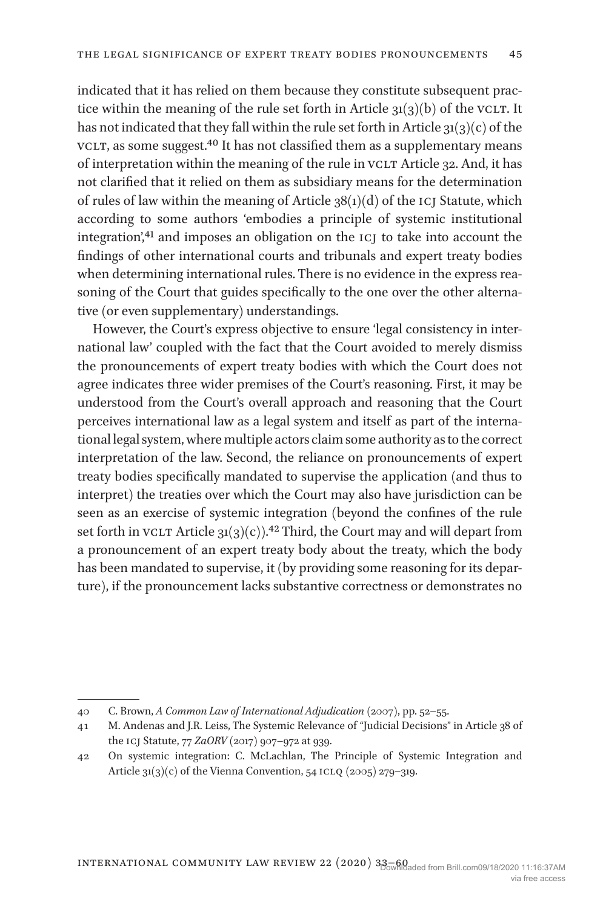indicated that it has relied on them because they constitute subsequent practice within the meaning of the rule set forth in Article 31(3)(b) of the VCLT. It has not indicated that they fall within the rule set forth in Article 31(3)(c) of the VCLT, as some suggest.[40] It has not classified them as a supplementary means of interpretation within the meaning of the rule in VCLT Article 32. And, it has not clarified that it relied on them as subsidiary means for the determination of rules of law within the meaning of Article 38(1)(d) of the ICJ Statute, which according to some authors 'embodies a principle of systemic institutional integration',[41] and imposes an obligation on the ICJ to take into account the findings of other international courts and tribunals and expert treaty bodies when determining international rules. There is no evidence in the express reasoning of the Court that guides specifically to the one over the other alternative (or even supplementary) understandings.

However, the Court's express objective to ensure 'legal consistency in international law' coupled with the fact that the Court avoided to merely dismiss the pronouncements of expert treaty bodies with which the Court does not agree indicates three wider premises of the Court's reasoning. First, it may be understood from the Court's overall approach and reasoning that the Court perceives international law as a legal system and itself as part of the international legal system, where multiple actors claim some authority as to the correct interpretation of the law. Second, the reliance on pronouncements of expert treaty bodies specifically mandated to supervise the application (and thus to interpret) the treaties over which the Court may also have jurisdiction can be seen as an exercise of systemic integration (beyond the confines of the rule set forth in VCLT Article 31(3)(c)).[42] Third, the Court may and will depart from a pronouncement of an expert treaty body about the treaty, which the body has been mandated to supervise, it (by providing some reasoning for its departure), if the pronouncement lacks substantive correctness or demonstrates no

---

40 C. Brown, *A Common Law of International Adjudication* (2007), pp. 52–55.

41 M. Andenas and J.R. Leiss, The Systemic Relevance of "Judicial Decisions" in Article 38 of the ICJ Statute, 77 *ZaORV* (2017) 907–972 at 939.

42 On systemic integration: C. McLachlan, The Principle of Systemic Integration and Article 31(3)(c) of the Vienna Convention, 54 ICLQ (2005) 279–319.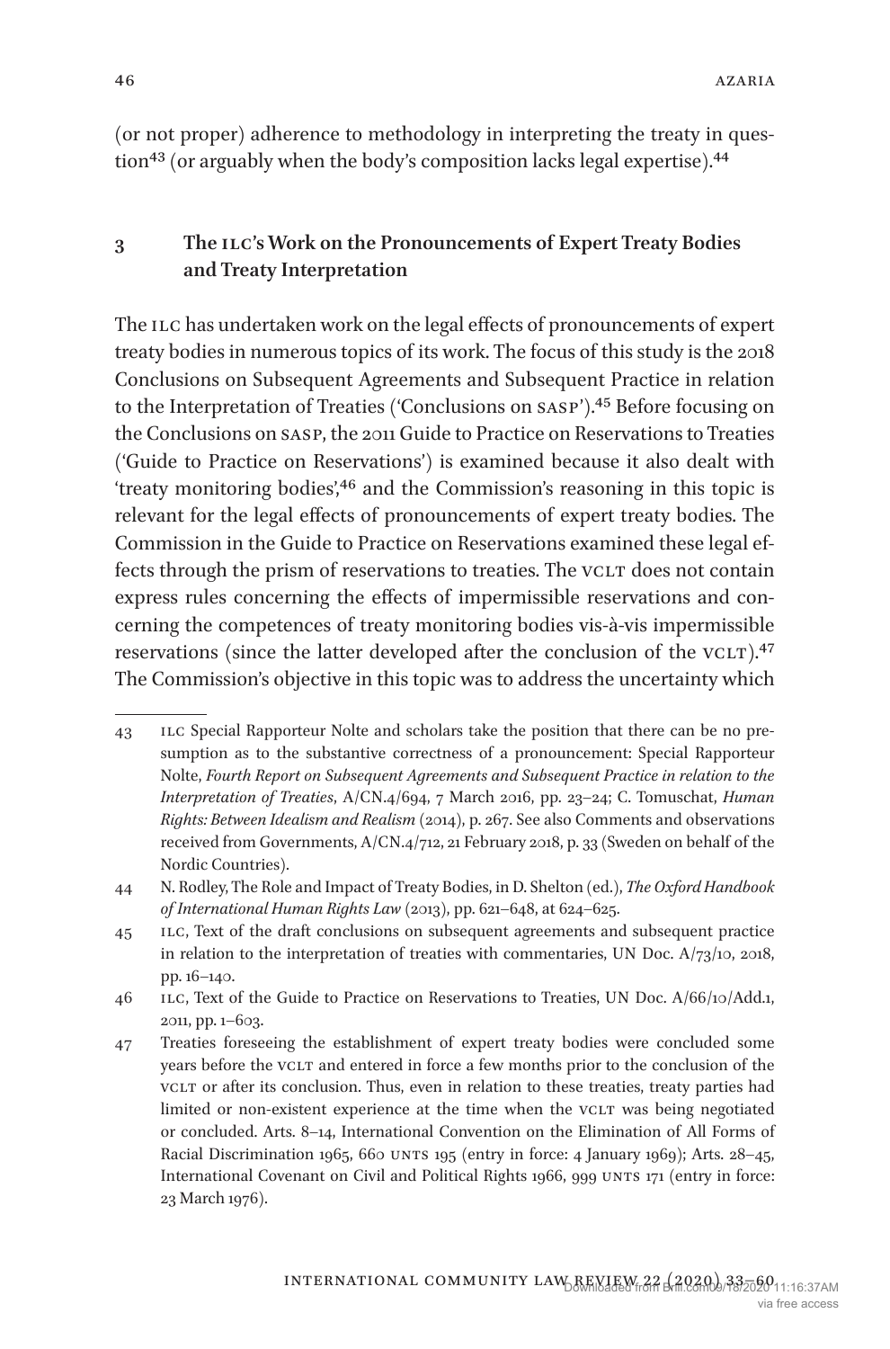(or not proper) adherence to methodology in interpreting the treaty in question[43] (or arguably when the body's composition lacks legal expertise).[44]

## 3 The ILC's Work on the Pronouncements of Expert Treaty Bodies and Treaty Interpretation

The ILC has undertaken work on the legal effects of pronouncements of expert treaty bodies in numerous topics of its work. The focus of this study is the 2018 Conclusions on Subsequent Agreements and Subsequent Practice in relation to the Interpretation of Treaties ('Conclusions on SASP').[45] Before focusing on the Conclusions on SASP, the 2011 Guide to Practice on Reservations to Treaties ('Guide to Practice on Reservations') is examined because it also dealt with 'treaty monitoring bodies',[46] and the Commission's reasoning in this topic is relevant for the legal effects of pronouncements of expert treaty bodies. The Commission in the Guide to Practice on Reservations examined these legal effects through the prism of reservations to treaties. The VCLT does not contain express rules concerning the effects of impermissible reservations and concerning the competences of treaty monitoring bodies vis-à-vis impermissible reservations (since the latter developed after the conclusion of the VCLT).[47] The Commission's objective in this topic was to address the uncertainty which

---

43 ILC Special Rapporteur Nolte and scholars take the position that there can be no presumption as to the substantive correctness of a pronouncement: Special Rapporteur Nolte, *Fourth Report on Subsequent Agreements and Subsequent Practice in relation to the Interpretation of Treaties*, A/CN.4/694, 7 March 2016, pp. 23–24; C. Tomuschat, *Human Rights: Between Idealism and Realism* (2014), p. 267. See also Comments and observations received from Governments, A/CN.4/712, 21 February 2018, p. 33 (Sweden on behalf of the Nordic Countries).

44 N. Rodley, The Role and Impact of Treaty Bodies, in D. Shelton (ed.), *The Oxford Handbook of International Human Rights Law* (2013), pp. 621–648, at 624–625.

45 ILC, Text of the draft conclusions on subsequent agreements and subsequent practice in relation to the interpretation of treaties with commentaries, UN Doc. A/73/10, 2018, pp. 16–140.

46 ILC, Text of the Guide to Practice on Reservations to Treaties, UN Doc. A/66/10/Add.1, 2011, pp. 1–603.

47 Treaties foreseeing the establishment of expert treaty bodies were concluded some years before the VCLT and entered in force a few months prior to the conclusion of the VCLT or after its conclusion. Thus, even in relation to these treaties, treaty parties had limited or non-existent experience at the time when the VCLT was being negotiated or concluded. Arts. 8–14, International Convention on the Elimination of All Forms of Racial Discrimination 1965, 660 UNTS 195 (entry in force: 4 January 1969); Arts. 28–45, International Covenant on Civil and Political Rights 1966, 999 UNTS 171 (entry in force: 23 March 1976).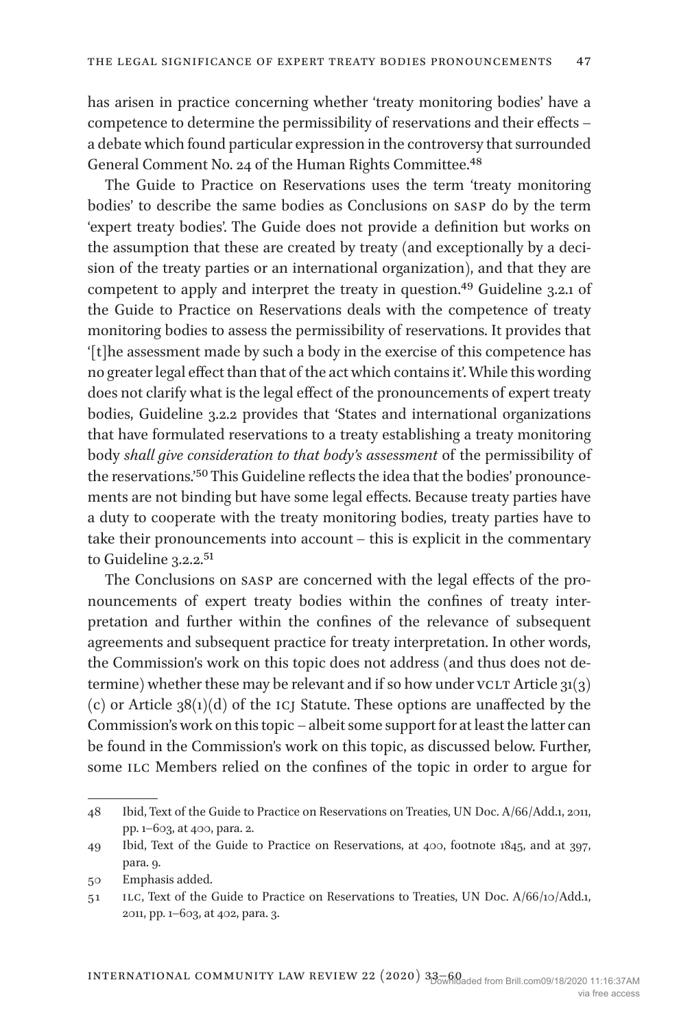has arisen in practice concerning whether 'treaty monitoring bodies' have a competence to determine the permissibility of reservations and their effects – a debate which found particular expression in the controversy that surrounded General Comment No. 24 of the Human Rights Committee.[48]

The Guide to Practice on Reservations uses the term 'treaty monitoring bodies' to describe the same bodies as Conclusions on SASP do by the term 'expert treaty bodies'. The Guide does not provide a definition but works on the assumption that these are created by treaty (and exceptionally by a decision of the treaty parties or an international organization), and that they are competent to apply and interpret the treaty in question.[49] Guideline 3.2.1 of the Guide to Practice on Reservations deals with the competence of treaty monitoring bodies to assess the permissibility of reservations. It provides that '[t]he assessment made by such a body in the exercise of this competence has no greater legal effect than that of the act which contains it'. While this wording does not clarify what is the legal effect of the pronouncements of expert treaty bodies, Guideline 3.2.2 provides that 'States and international organizations that have formulated reservations to a treaty establishing a treaty monitoring body *shall give consideration to that body's assessment* of the permissibility of the reservations.'[50] This Guideline reflects the idea that the bodies' pronouncements are not binding but have some legal effects. Because treaty parties have a duty to cooperate with the treaty monitoring bodies, treaty parties have to take their pronouncements into account – this is explicit in the commentary to Guideline 3.2.2.[51]

The Conclusions on SASP are concerned with the legal effects of the pronouncements of expert treaty bodies within the confines of treaty interpretation and further within the confines of the relevance of subsequent agreements and subsequent practice for treaty interpretation. In other words, the Commission's work on this topic does not address (and thus does not determine) whether these may be relevant and if so how under VCLT Article 31(3)(c) or Article 38(1)(d) of the ICJ Statute. These options are unaffected by the Commission's work on this topic – albeit some support for at least the latter can be found in the Commission's work on this topic, as discussed below. Further, some ILC Members relied on the confines of the topic in order to argue for

---

48 Ibid, Text of the Guide to Practice on Reservations on Treaties, UN Doc. A/66/Add.1, 2011, pp. 1–603, at 400, para. 2.

49 Ibid, Text of the Guide to Practice on Reservations, at 400, footnote 1845, and at 397, para. 9.

50 Emphasis added.

51 ILC, Text of the Guide to Practice on Reservations to Treaties, UN Doc. A/66/10/Add.1, 2011, pp. 1–603, at 402, para. 3.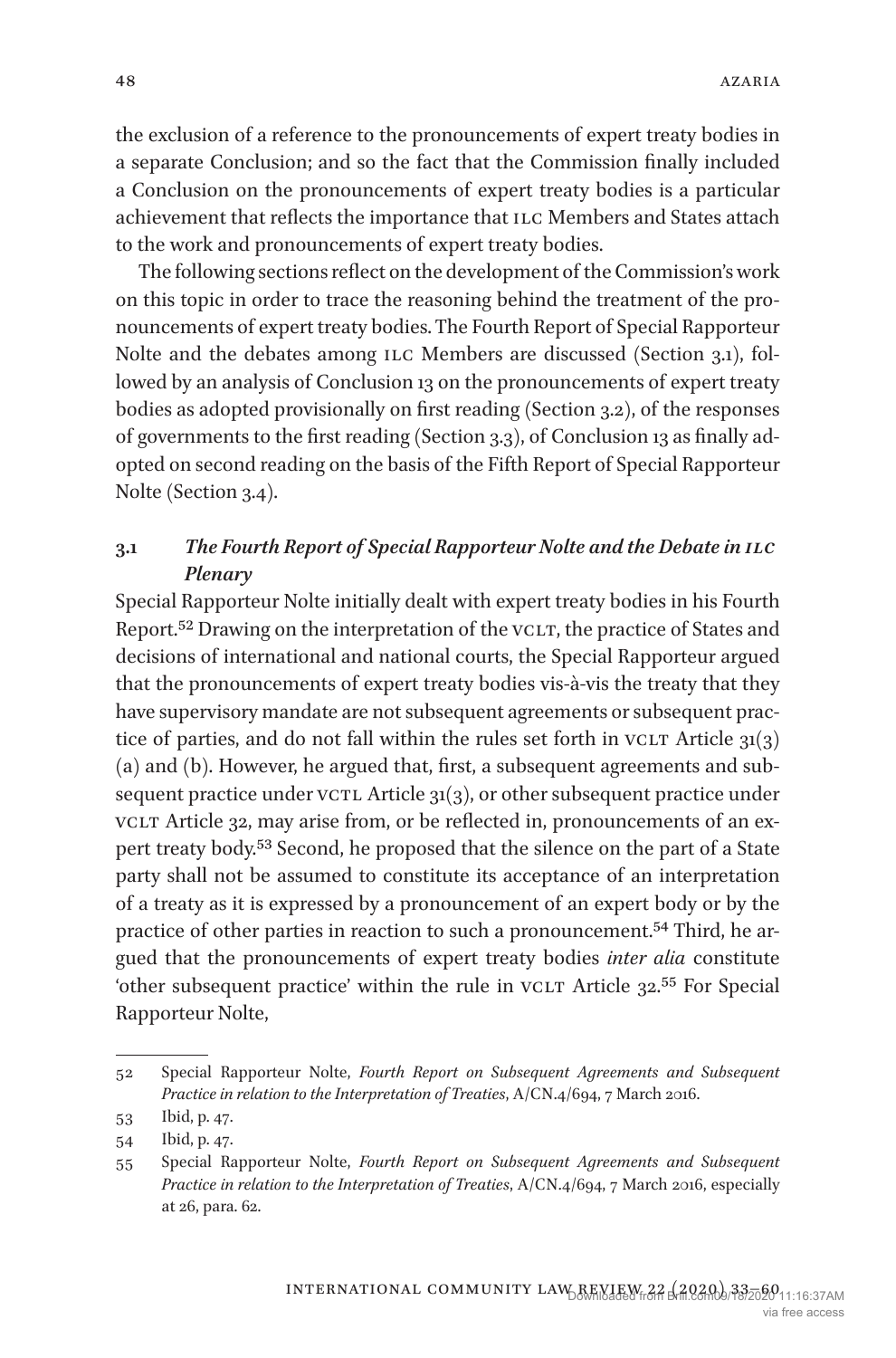the exclusion of a reference to the pronouncements of expert treaty bodies in a separate Conclusion; and so the fact that the Commission finally included a Conclusion on the pronouncements of expert treaty bodies is a particular achievement that reflects the importance that ILC Members and States attach to the work and pronouncements of expert treaty bodies.

The following sections reflect on the development of the Commission's work on this topic in order to trace the reasoning behind the treatment of the pronouncements of expert treaty bodies. The Fourth Report of Special Rapporteur Nolte and the debates among ILC Members are discussed (Section 3.1), followed by an analysis of Conclusion 13 on the pronouncements of expert treaty bodies as adopted provisionally on first reading (Section 3.2), of the responses of governments to the first reading (Section 3.3), of Conclusion 13 as finally adopted on second reading on the basis of the Fifth Report of Special Rapporteur Nolte (Section 3.4).

### 3.1 *The Fourth Report of Special Rapporteur Nolte and the Debate in ILC Plenary*

Special Rapporteur Nolte initially dealt with expert treaty bodies in his Fourth Report.[52] Drawing on the interpretation of the VCLT, the practice of States and decisions of international and national courts, the Special Rapporteur argued that the pronouncements of expert treaty bodies vis-à-vis the treaty that they have supervisory mandate are not subsequent agreements or subsequent practice of parties, and do not fall within the rules set forth in VCLT Article 31(3)(a) and (b). However, he argued that, first, a subsequent agreements and subsequent practice under VCTL Article 31(3), or other subsequent practice under VCLT Article 32, may arise from, or be reflected in, pronouncements of an expert treaty body.[53] Second, he proposed that the silence on the part of a State party shall not be assumed to constitute its acceptance of an interpretation of a treaty as it is expressed by a pronouncement of an expert body or by the practice of other parties in reaction to such a pronouncement.[54] Third, he argued that the pronouncements of expert treaty bodies *inter alia* constitute 'other subsequent practice' within the rule in VCLT Article 32.[55] For Special Rapporteur Nolte,

---

52 Special Rapporteur Nolte, *Fourth Report on Subsequent Agreements and Subsequent Practice in relation to the Interpretation of Treaties*, A/CN.4/694, 7 March 2016.

53 Ibid, p. 47.

54 Ibid, p. 47.

55 Special Rapporteur Nolte, *Fourth Report on Subsequent Agreements and Subsequent Practice in relation to the Interpretation of Treaties*, A/CN.4/694, 7 March 2016, especially at 26, para. 62.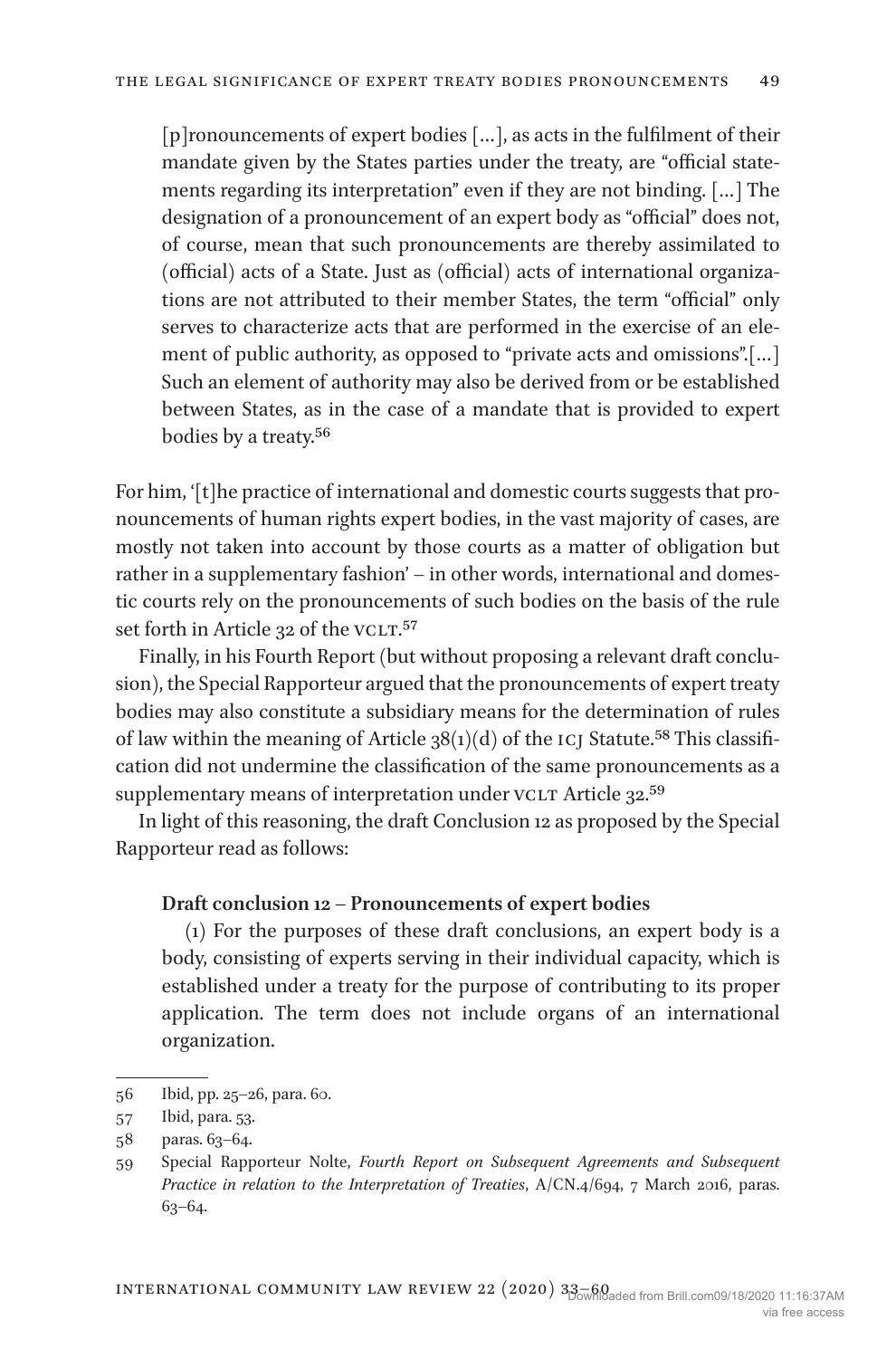> [p]ronouncements of expert bodies [...], as acts in the fulfilment of their mandate given by the States parties under the treaty, are "official statements regarding its interpretation" even if they are not binding. [...] The designation of a pronouncement of an expert body as "official" does not, of course, mean that such pronouncements are thereby assimilated to (official) acts of a State. Just as (official) acts of international organizations are not attributed to their member States, the term "official" only serves to characterize acts that are performed in the exercise of an element of public authority, as opposed to "private acts and omissions".[...] Such an element of authority may also be derived from or be established between States, as in the case of a mandate that is provided to expert bodies by a treaty.[56]

For him, '[t]he practice of international and domestic courts suggests that pronouncements of human rights expert bodies, in the vast majority of cases, are mostly not taken into account by those courts as a matter of obligation but rather in a supplementary fashion' – in other words, international and domestic courts rely on the pronouncements of such bodies on the basis of the rule set forth in Article 32 of the VCLT.[57]

Finally, in his Fourth Report (but without proposing a relevant draft conclusion), the Special Rapporteur argued that the pronouncements of expert treaty bodies may also constitute a subsidiary means for the determination of rules of law within the meaning of Article 38(1)(d) of the ICJ Statute.[58] This classification did not undermine the classification of the same pronouncements as a supplementary means of interpretation under VCLT Article 32.[59]

In light of this reasoning, the draft Conclusion 12 as proposed by the Special Rapporteur read as follows:

> **Draft conclusion 12 – Pronouncements of expert bodies**
>
> (1) For the purposes of these draft conclusions, an expert body is a body, consisting of experts serving in their individual capacity, which is established under a treaty for the purpose of contributing to its proper application. The term does not include organs of an international organization.

---

56 Ibid, pp. 25–26, para. 60.

57 Ibid, para. 53.

58 paras. 63–64.

59 Special Rapporteur Nolte, *Fourth Report on Subsequent Agreements and Subsequent Practice in relation to the Interpretation of Treaties*, A/CN.4/694, 7 March 2016, paras. 63–64.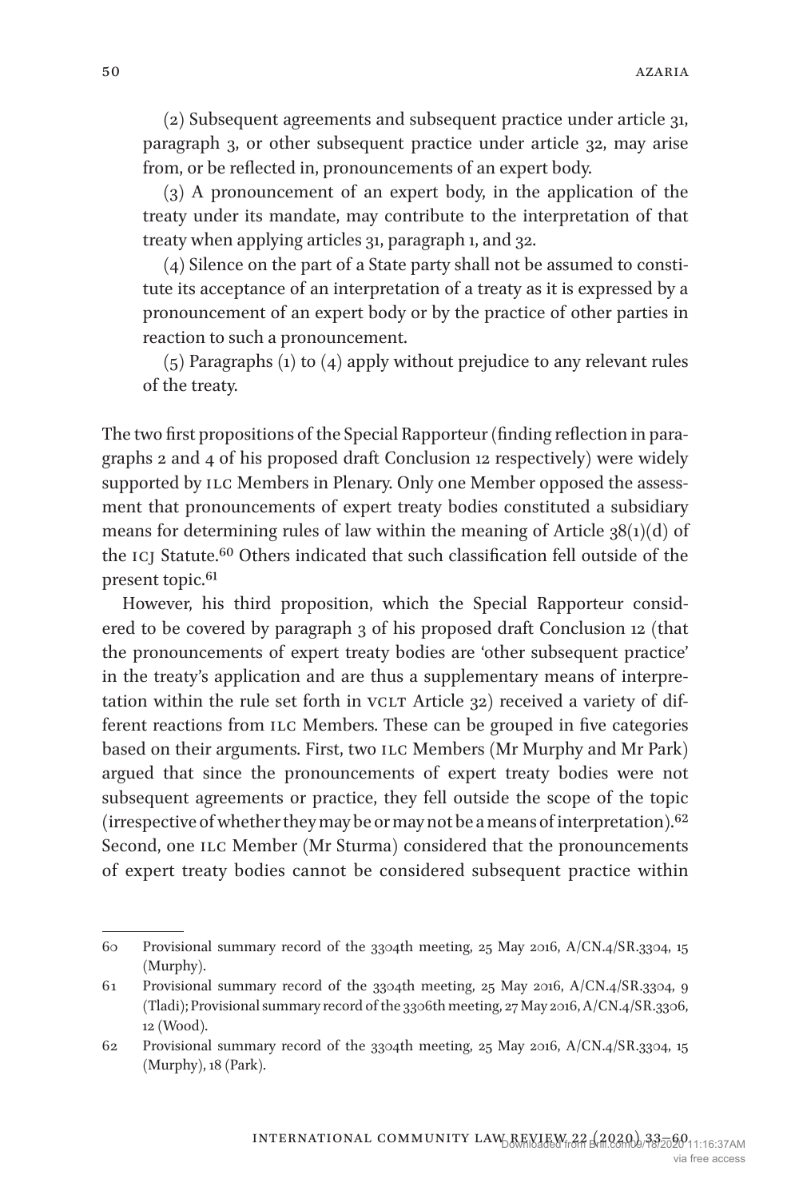(2) Subsequent agreements and subsequent practice under article 31, paragraph 3, or other subsequent practice under article 32, may arise from, or be reflected in, pronouncements of an expert body.

(3) A pronouncement of an expert body, in the application of the treaty under its mandate, may contribute to the interpretation of that treaty when applying articles 31, paragraph 1, and 32.

(4) Silence on the part of a State party shall not be assumed to constitute its acceptance of an interpretation of a treaty as it is expressed by a pronouncement of an expert body or by the practice of other parties in reaction to such a pronouncement.

(5) Paragraphs (1) to (4) apply without prejudice to any relevant rules of the treaty.

The two first propositions of the Special Rapporteur (finding reflection in paragraphs 2 and 4 of his proposed draft Conclusion 12 respectively) were widely supported by ILC Members in Plenary. Only one Member opposed the assessment that pronouncements of expert treaty bodies constituted a subsidiary means for determining rules of law within the meaning of Article 38(1)(d) of the ICJ Statute.[60] Others indicated that such classification fell outside of the present topic.[61]

However, his third proposition, which the Special Rapporteur considered to be covered by paragraph 3 of his proposed draft Conclusion 12 (that the pronouncements of expert treaty bodies are 'other subsequent practice' in the treaty's application and are thus a supplementary means of interpretation within the rule set forth in VCLT Article 32) received a variety of different reactions from ILC Members. These can be grouped in five categories based on their arguments. First, two ILC Members (Mr Murphy and Mr Park) argued that since the pronouncements of expert treaty bodies were not subsequent agreements or practice, they fell outside the scope of the topic (irrespective of whether they may be or may not be a means of interpretation).[62] Second, one ILC Member (Mr Sturma) considered that the pronouncements of expert treaty bodies cannot be considered subsequent practice within

---

60 Provisional summary record of the 3304th meeting, 25 May 2016, A/CN.4/SR.3304, 15 (Murphy).

61 Provisional summary record of the 3304th meeting, 25 May 2016, A/CN.4/SR.3304, 9 (Tladi); Provisional summary record of the 3306th meeting, 27 May 2016, A/CN.4/SR.3306, 12 (Wood).

62 Provisional summary record of the 3304th meeting, 25 May 2016, A/CN.4/SR.3304, 15 (Murphy), 18 (Park).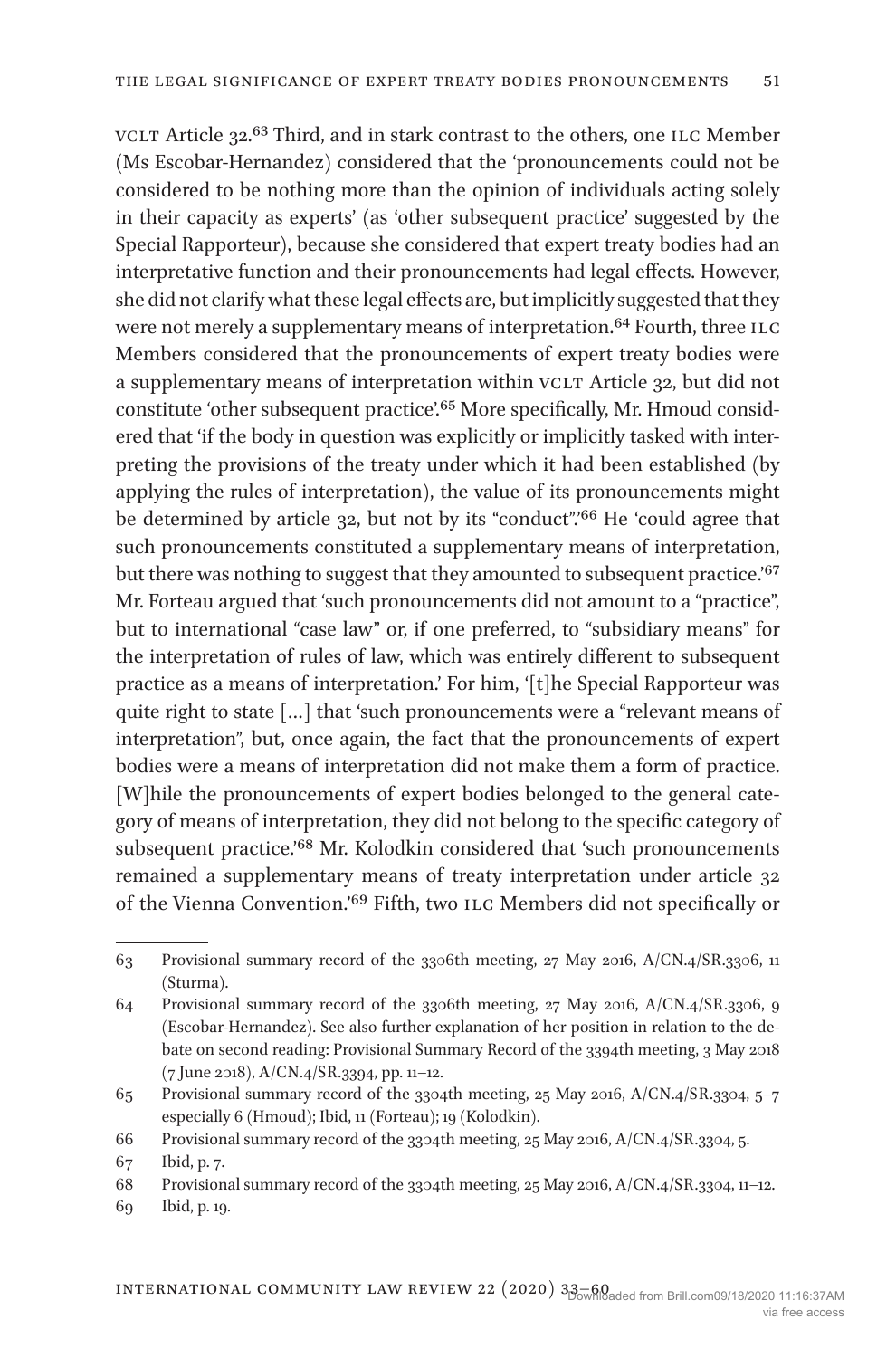VCLT Article 32.[63] Third, and in stark contrast to the others, one ILC Member (Ms Escobar-Hernandez) considered that the 'pronouncements could not be considered to be nothing more than the opinion of individuals acting solely in their capacity as experts' (as 'other subsequent practice' suggested by the Special Rapporteur), because she considered that expert treaty bodies had an interpretative function and their pronouncements had legal effects. However, she did not clarify what these legal effects are, but implicitly suggested that they were not merely a supplementary means of interpretation.[64] Fourth, three ILC Members considered that the pronouncements of expert treaty bodies were a supplementary means of interpretation within VCLT Article 32, but did not constitute 'other subsequent practice'.[65] More specifically, Mr. Hmoud considered that 'if the body in question was explicitly or implicitly tasked with interpreting the provisions of the treaty under which it had been established (by applying the rules of interpretation), the value of its pronouncements might be determined by article 32, but not by its "conduct".'[66] He 'could agree that such pronouncements constituted a supplementary means of interpretation, but there was nothing to suggest that they amounted to subsequent practice.'[67] Mr. Forteau argued that 'such pronouncements did not amount to a "practice", but to international "case law" or, if one preferred, to "subsidiary means" for the interpretation of rules of law, which was entirely different to subsequent practice as a means of interpretation.' For him, '[t]he Special Rapporteur was quite right to state […] that 'such pronouncements were a "relevant means of interpretation", but, once again, the fact that the pronouncements of expert bodies were a means of interpretation did not make them a form of practice. [W]hile the pronouncements of expert bodies belonged to the general category of means of interpretation, they did not belong to the specific category of subsequent practice.'[68] Mr. Kolodkin considered that 'such pronouncements remained a supplementary means of treaty interpretation under article 32 of the Vienna Convention.'[69] Fifth, two ILC Members did not specifically or

---

63 Provisional summary record of the 3306th meeting, 27 May 2016, A/CN.4/SR.3306, 11 (Sturma).

64 Provisional summary record of the 3306th meeting, 27 May 2016, A/CN.4/SR.3306, 9 (Escobar-Hernandez). See also further explanation of her position in relation to the debate on second reading: Provisional Summary Record of the 3394th meeting, 3 May 2018 (7 June 2018), A/CN.4/SR.3394, pp. 11–12.

65 Provisional summary record of the 3304th meeting, 25 May 2016, A/CN.4/SR.3304, 5–7 especially 6 (Hmoud); Ibid, 11 (Forteau); 19 (Kolodkin).

66 Provisional summary record of the 3304th meeting, 25 May 2016, A/CN.4/SR.3304, 5.

67 Ibid, p. 7.

68 Provisional summary record of the 3304th meeting, 25 May 2016, A/CN.4/SR.3304, 11–12.

69 Ibid, p. 19.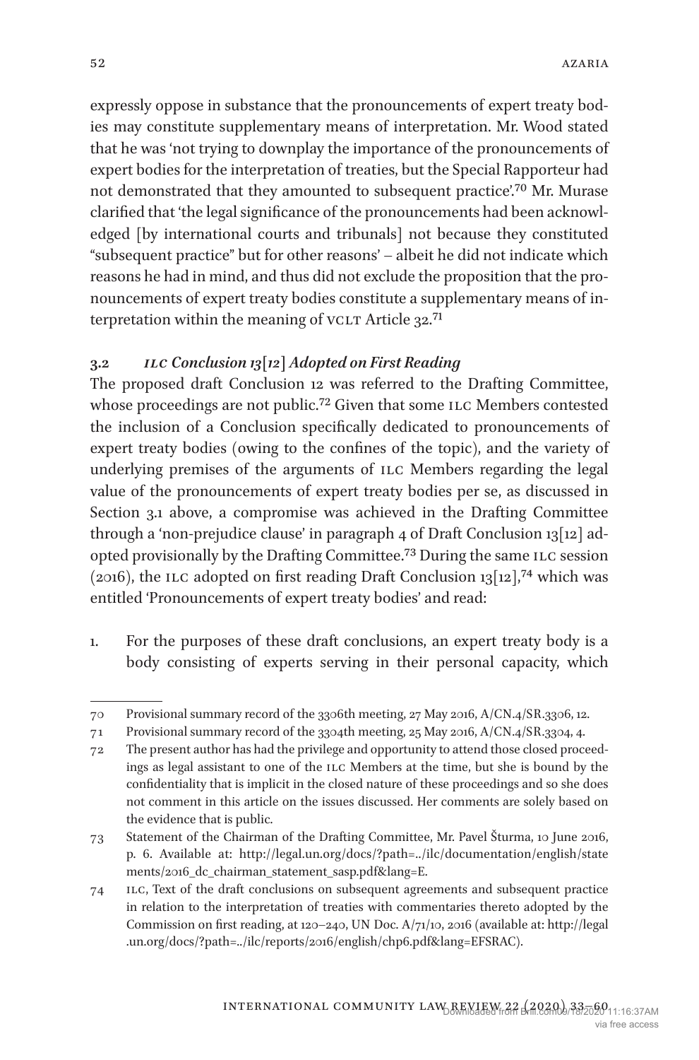expressly oppose in substance that the pronouncements of expert treaty bodies may constitute supplementary means of interpretation. Mr. Wood stated that he was 'not trying to downplay the importance of the pronouncements of expert bodies for the interpretation of treaties, but the Special Rapporteur had not demonstrated that they amounted to subsequent practice'.[70] Mr. Murase clarified that 'the legal significance of the pronouncements had been acknowledged [by international courts and tribunals] not because they constituted "subsequent practice" but for other reasons' – albeit he did not indicate which reasons he had in mind, and thus did not exclude the proposition that the pronouncements of expert treaty bodies constitute a supplementary means of interpretation within the meaning of VCLT Article 32.[71]

### 3.2 *ILC Conclusion 13[12] Adopted on First Reading*

The proposed draft Conclusion 12 was referred to the Drafting Committee, whose proceedings are not public.[72] Given that some ILC Members contested the inclusion of a Conclusion specifically dedicated to pronouncements of expert treaty bodies (owing to the confines of the topic), and the variety of underlying premises of the arguments of ILC Members regarding the legal value of the pronouncements of expert treaty bodies per se, as discussed in Section 3.1 above, a compromise was achieved in the Drafting Committee through a 'non-prejudice clause' in paragraph 4 of Draft Conclusion 13[12] adopted provisionally by the Drafting Committee.[73] During the same ILC session (2016), the ILC adopted on first reading Draft Conclusion 13[12],[74] which was entitled 'Pronouncements of expert treaty bodies' and read:

1. For the purposes of these draft conclusions, an expert treaty body is a body consisting of experts serving in their personal capacity, which

---

70 Provisional summary record of the 3306th meeting, 27 May 2016, A/CN.4/SR.3306, 12.

71 Provisional summary record of the 3304th meeting, 25 May 2016, A/CN.4/SR.3304, 4.

72 The present author has had the privilege and opportunity to attend those closed proceedings as legal assistant to one of the ILC Members at the time, but she is bound by the confidentiality that is implicit in the closed nature of these proceedings and so she does not comment in this article on the issues discussed. Her comments are solely based on the evidence that is public.

73 Statement of the Chairman of the Drafting Committee, Mr. Pavel Šturma, 10 June 2016, p. 6. Available at: http://legal.un.org/docs/?path=../ilc/documentation/english/statements/2016_dc_chairman_statement_sasp.pdf&lang=E.

74 ILC, Text of the draft conclusions on subsequent agreements and subsequent practice in relation to the interpretation of treaties with commentaries thereto adopted by the Commission on first reading, at 120–240, UN Doc. A/71/10, 2016 (available at: http://legal.un.org/docs/?path=../ilc/reports/2016/english/chp6.pdf&lang=EFSRAC).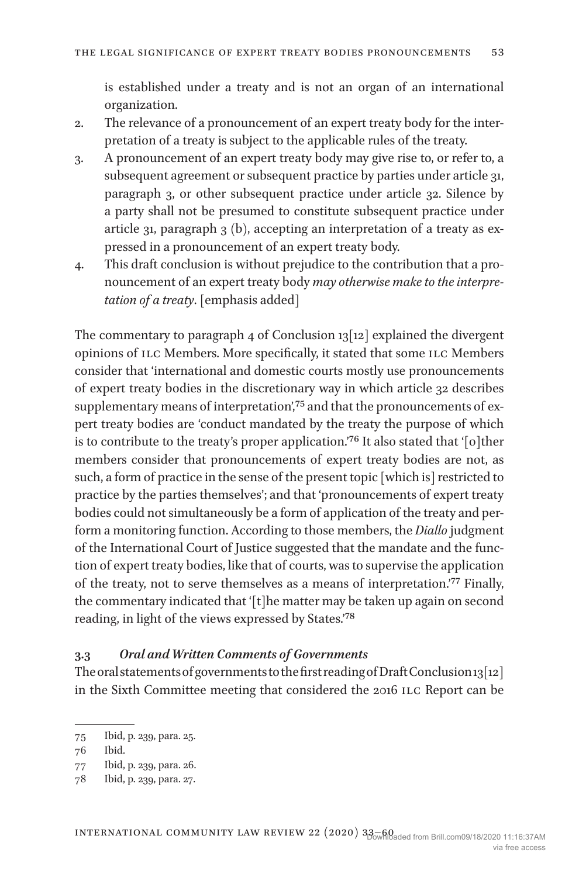is established under a treaty and is not an organ of an international organization.

2. The relevance of a pronouncement of an expert treaty body for the interpretation of a treaty is subject to the applicable rules of the treaty.
3. A pronouncement of an expert treaty body may give rise to, or refer to, a subsequent agreement or subsequent practice by parties under article 31, paragraph 3, or other subsequent practice under article 32. Silence by a party shall not be presumed to constitute subsequent practice under article 31, paragraph 3 (b), accepting an interpretation of a treaty as expressed in a pronouncement of an expert treaty body.
4. This draft conclusion is without prejudice to the contribution that a pronouncement of an expert treaty body *may otherwise make to the interpretation of a treaty*. [emphasis added]

The commentary to paragraph 4 of Conclusion 13[12] explained the divergent opinions of ILC Members. More specifically, it stated that some ILC Members consider that 'international and domestic courts mostly use pronouncements of expert treaty bodies in the discretionary way in which article 32 describes supplementary means of interpretation',[75] and that the pronouncements of expert treaty bodies are 'conduct mandated by the treaty the purpose of which is to contribute to the treaty's proper application.'[76] It also stated that '[o]ther members consider that pronouncements of expert treaty bodies are not, as such, a form of practice in the sense of the present topic [which is] restricted to practice by the parties themselves'; and that 'pronouncements of expert treaty bodies could not simultaneously be a form of application of the treaty and perform a monitoring function. According to those members, the *Diallo* judgment of the International Court of Justice suggested that the mandate and the function of expert treaty bodies, like that of courts, was to supervise the application of the treaty, not to serve themselves as a means of interpretation.'[77] Finally, the commentary indicated that '[t]he matter may be taken up again on second reading, in light of the views expressed by States.'[78]

### 3.3 *Oral and Written Comments of Governments*

The oral statements of governments to the first reading of Draft Conclusion 13[12] in the Sixth Committee meeting that considered the 2016 ILC Report can be

---

75 Ibid, p. 239, para. 25.

76 Ibid.

77 Ibid, p. 239, para. 26.

78 Ibid, p. 239, para. 27.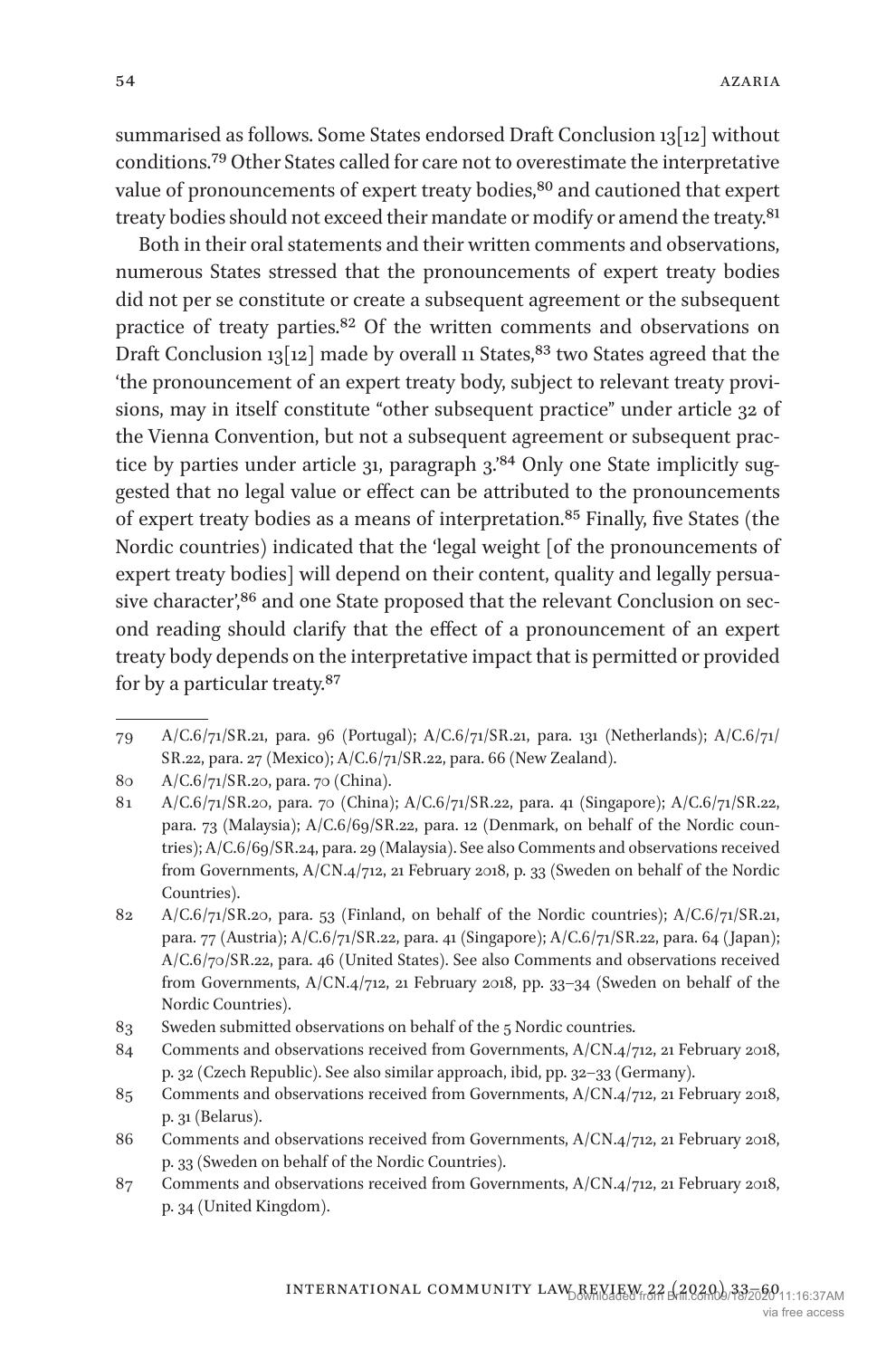summarised as follows. Some States endorsed Draft Conclusion 13[12] without conditions.[79] Other States called for care not to overestimate the interpretative value of pronouncements of expert treaty bodies,[80] and cautioned that expert treaty bodies should not exceed their mandate or modify or amend the treaty.[81]

Both in their oral statements and their written comments and observations, numerous States stressed that the pronouncements of expert treaty bodies did not per se constitute or create a subsequent agreement or the subsequent practice of treaty parties.[82] Of the written comments and observations on Draft Conclusion 13[12] made by overall 11 States,[83] two States agreed that the 'the pronouncement of an expert treaty body, subject to relevant treaty provisions, may in itself constitute "other subsequent practice" under article 32 of the Vienna Convention, but not a subsequent agreement or subsequent practice by parties under article 31, paragraph 3.'[84] Only one State implicitly suggested that no legal value or effect can be attributed to the pronouncements of expert treaty bodies as a means of interpretation.[85] Finally, five States (the Nordic countries) indicated that the 'legal weight [of the pronouncements of expert treaty bodies] will depend on their content, quality and legally persuasive character',[86] and one State proposed that the relevant Conclusion on second reading should clarify that the effect of a pronouncement of an expert treaty body depends on the interpretative impact that is permitted or provided for by a particular treaty.[87]

---

79 A/C.6/71/SR.21, para. 96 (Portugal); A/C.6/71/SR.21, para. 131 (Netherlands); A/C.6/71/SR.22, para. 27 (Mexico); A/C.6/71/SR.22, para. 66 (New Zealand).

80 A/C.6/71/SR.20, para. 70 (China).

81 A/C.6/71/SR.20, para. 70 (China); A/C.6/71/SR.22, para. 41 (Singapore); A/C.6/71/SR.22, para. 73 (Malaysia); A/C.6/69/SR.22, para. 12 (Denmark, on behalf of the Nordic countries); A/C.6/69/SR.24, para. 29 (Malaysia). See also Comments and observations received from Governments, A/CN.4/712, 21 February 2018, p. 33 (Sweden on behalf of the Nordic Countries).

82 A/C.6/71/SR.20, para. 53 (Finland, on behalf of the Nordic countries); A/C.6/71/SR.21, para. 77 (Austria); A/C.6/71/SR.22, para. 41 (Singapore); A/C.6/71/SR.22, para. 64 (Japan); A/C.6/70/SR.22, para. 46 (United States). See also Comments and observations received from Governments, A/CN.4/712, 21 February 2018, pp. 33–34 (Sweden on behalf of the Nordic Countries).

83 Sweden submitted observations on behalf of the 5 Nordic countries.

84 Comments and observations received from Governments, A/CN.4/712, 21 February 2018, p. 32 (Czech Republic). See also similar approach, ibid, pp. 32–33 (Germany).

85 Comments and observations received from Governments, A/CN.4/712, 21 February 2018, p. 31 (Belarus).

86 Comments and observations received from Governments, A/CN.4/712, 21 February 2018, p. 33 (Sweden on behalf of the Nordic Countries).

87 Comments and observations received from Governments, A/CN.4/712, 21 February 2018, p. 34 (United Kingdom).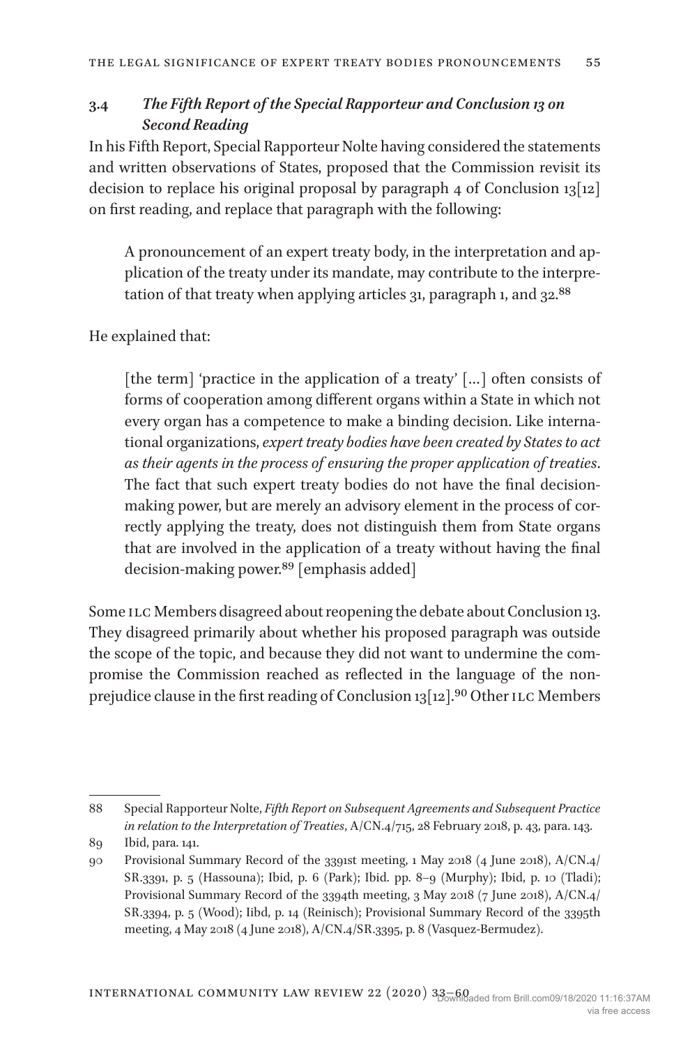### 3.4 *The Fifth Report of the Special Rapporteur and Conclusion 13 on Second Reading*

In his Fifth Report, Special Rapporteur Nolte having considered the statements and written observations of States, proposed that the Commission revisit its decision to replace his original proposal by paragraph 4 of Conclusion 13[12] on first reading, and replace that paragraph with the following:

> A pronouncement of an expert treaty body, in the interpretation and application of the treaty under its mandate, may contribute to the interpretation of that treaty when applying articles 31, paragraph 1, and 32.[88]

He explained that:

> [the term] 'practice in the application of a treaty' [...] often consists of forms of cooperation among different organs within a State in which not every organ has a competence to make a binding decision. Like international organizations, *expert treaty bodies have been created by States to act as their agents in the process of ensuring the proper application of treaties*. The fact that such expert treaty bodies do not have the final decision-making power, but are merely an advisory element in the process of correctly applying the treaty, does not distinguish them from State organs that are involved in the application of a treaty without having the final decision-making power.[89] [emphasis added]

Some ILC Members disagreed about reopening the debate about Conclusion 13. They disagreed primarily about whether his proposed paragraph was outside the scope of the topic, and because they did not want to undermine the compromise the Commission reached as reflected in the language of the non-prejudice clause in the first reading of Conclusion 13[12].[90] Other ILC Members

---

88 Special Rapporteur Nolte, *Fifth Report on Subsequent Agreements and Subsequent Practice in relation to the Interpretation of Treaties*, A/CN.4/715, 28 February 2018, p. 43, para. 143.

89 Ibid, para. 141.

90 Provisional Summary Record of the 3391st meeting, 1 May 2018 (4 June 2018), A/CN.4/SR.3391, p. 5 (Hassouna); Ibid, p. 6 (Park); Ibid. pp. 8–9 (Murphy); Ibid, p. 10 (Tladi); Provisional Summary Record of the 3394th meeting, 3 May 2018 (7 June 2018), A/CN.4/SR.3394, p. 5 (Wood); Iibd, p. 14 (Reinisch); Provisional Summary Record of the 3395th meeting, 4 May 2018 (4 June 2018), A/CN.4/SR.3395, p. 8 (Vasquez-Bermudez).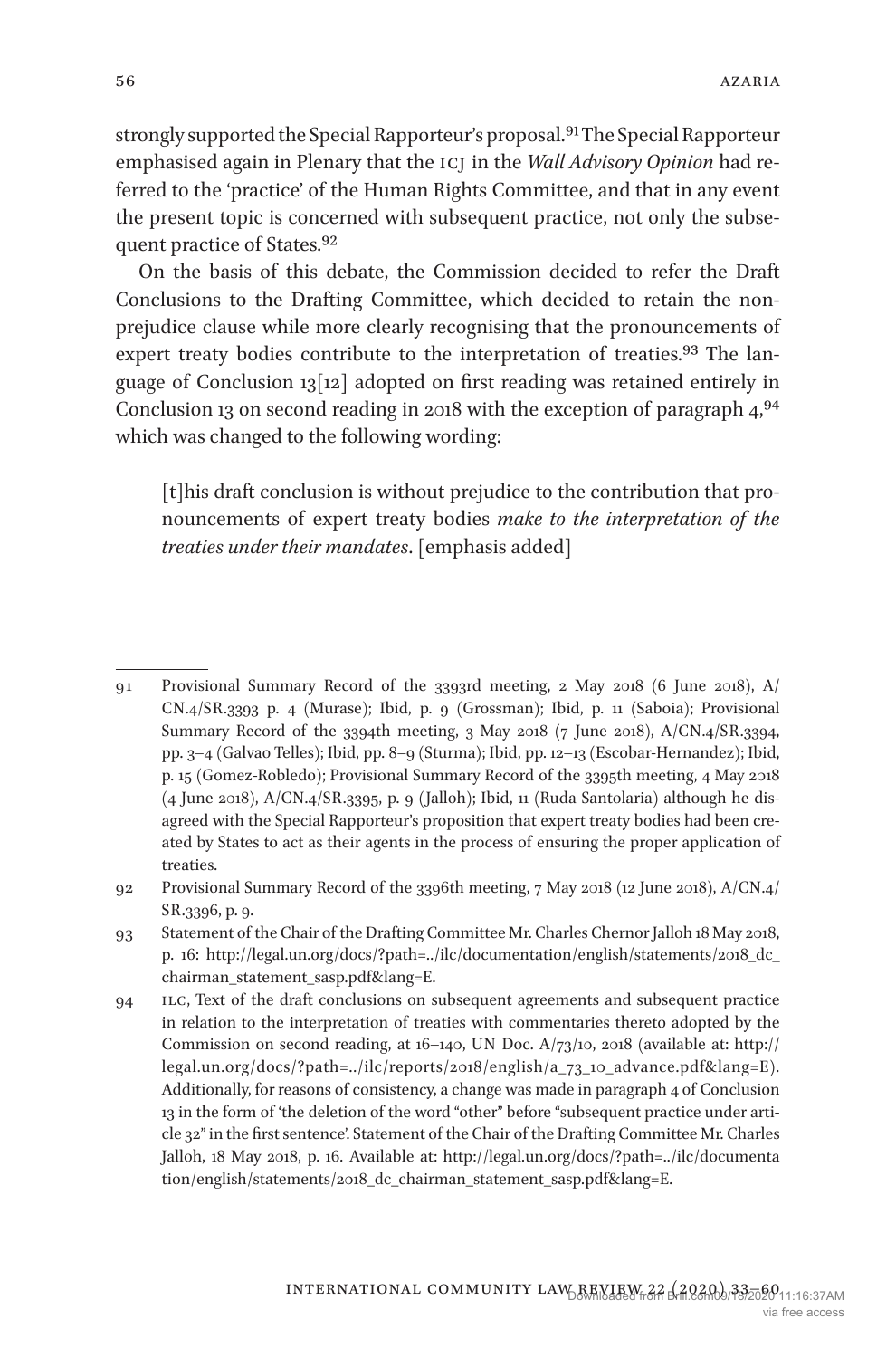strongly supported the Special Rapporteur's proposal.[91] The Special Rapporteur emphasised again in Plenary that the ICJ in the *Wall Advisory Opinion* had referred to the 'practice' of the Human Rights Committee, and that in any event the present topic is concerned with subsequent practice, not only the subsequent practice of States.[92]

On the basis of this debate, the Commission decided to refer the Draft Conclusions to the Drafting Committee, which decided to retain the non-prejudice clause while more clearly recognising that the pronouncements of expert treaty bodies contribute to the interpretation of treaties.[93] The language of Conclusion 13[12] adopted on first reading was retained entirely in Conclusion 13 on second reading in 2018 with the exception of paragraph 4,[94] which was changed to the following wording:

> [t]his draft conclusion is without prejudice to the contribution that pronouncements of expert treaty bodies *make to the interpretation of the treaties under their mandates*. [emphasis added]

---

91 Provisional Summary Record of the 3393rd meeting, 2 May 2018 (6 June 2018), A/CN.4/SR.3393 p. 4 (Murase); Ibid, p. 9 (Grossman); Ibid, p. 11 (Saboia); Provisional Summary Record of the 3394th meeting, 3 May 2018 (7 June 2018), A/CN.4/SR.3394, pp. 3–4 (Galvao Telles); Ibid, pp. 8–9 (Sturma); Ibid, pp. 12–13 (Escobar-Hernandez); Ibid, p. 15 (Gomez-Robledo); Provisional Summary Record of the 3395th meeting, 4 May 2018 (4 June 2018), A/CN.4/SR.3395, p. 9 (Jalloh); Ibid, 11 (Ruda Santolaria) although he disagreed with the Special Rapporteur's proposition that expert treaty bodies had been created by States to act as their agents in the process of ensuring the proper application of treaties.

92 Provisional Summary Record of the 3396th meeting, 7 May 2018 (12 June 2018), A/CN.4/SR.3396, p. 9.

93 Statement of the Chair of the Drafting Committee Mr. Charles Chernor Jalloh 18 May 2018, p. 16: http://legal.un.org/docs/?path=../ilc/documentation/english/statements/2018_dc_chairman_statement_sasp.pdf&lang=E.

94 ILC, Text of the draft conclusions on subsequent agreements and subsequent practice in relation to the interpretation of treaties with commentaries thereto adopted by the Commission on second reading, at 16–140, UN Doc. A/73/10, 2018 (available at: http://legal.un.org/docs/?path=../ilc/reports/2018/english/a_73_10_advance.pdf&lang=E). Additionally, for reasons of consistency, a change was made in paragraph 4 of Conclusion 13 in the form of 'the deletion of the word "other" before "subsequent practice under article 32" in the first sentence'. Statement of the Chair of the Drafting Committee Mr. Charles Jalloh, 18 May 2018, p. 16. Available at: http://legal.un.org/docs/?path=../ilc/documentation/english/statements/2018_dc_chairman_statement_sasp.pdf&lang=E.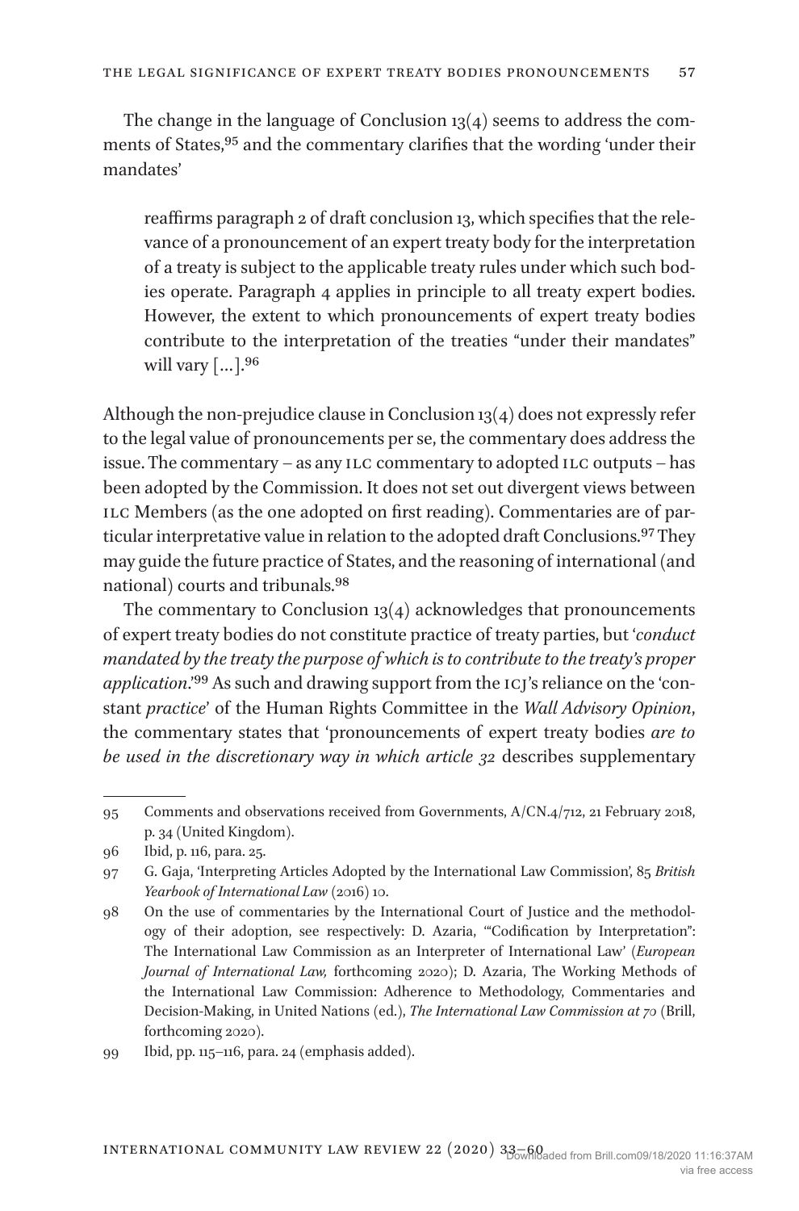The change in the language of Conclusion 13(4) seems to address the comments of States,[95] and the commentary clarifies that the wording 'under their mandates'

> reaffirms paragraph 2 of draft conclusion 13, which specifies that the relevance of a pronouncement of an expert treaty body for the interpretation of a treaty is subject to the applicable treaty rules under which such bodies operate. Paragraph 4 applies in principle to all treaty expert bodies. However, the extent to which pronouncements of expert treaty bodies contribute to the interpretation of the treaties "under their mandates" will vary […].[96]

Although the non-prejudice clause in Conclusion 13(4) does not expressly refer to the legal value of pronouncements per se, the commentary does address the issue. The commentary – as any ILC commentary to adopted ILC outputs – has been adopted by the Commission. It does not set out divergent views between ILC Members (as the one adopted on first reading). Commentaries are of particular interpretative value in relation to the adopted draft Conclusions.[97] They may guide the future practice of States, and the reasoning of international (and national) courts and tribunals.[98]

The commentary to Conclusion 13(4) acknowledges that pronouncements of expert treaty bodies do not constitute practice of treaty parties, but '*conduct mandated by the treaty the purpose of which is to contribute to the treaty's proper application*.'[99] As such and drawing support from the ICJ's reliance on the 'constant *practice*' of the Human Rights Committee in the *Wall Advisory Opinion*, the commentary states that 'pronouncements of expert treaty bodies *are to be used in the discretionary way in which article 32* describes supplementary

---

95 Comments and observations received from Governments, A/CN.4/712, 21 February 2018, p. 34 (United Kingdom).

96 Ibid, p. 116, para. 25.

97 G. Gaja, 'Interpreting Articles Adopted by the International Law Commission', 85 *British Yearbook of International Law* (2016) 10.

98 On the use of commentaries by the International Court of Justice and the methodology of their adoption, see respectively: D. Azaria, '"Codification by Interpretation": The International Law Commission as an Interpreter of International Law' (*European Journal of International Law,* forthcoming 2020); D. Azaria, The Working Methods of the International Law Commission: Adherence to Methodology, Commentaries and Decision-Making, in United Nations (ed.), *The International Law Commission at 70* (Brill, forthcoming 2020).

99 Ibid, pp. 115–116, para. 24 (emphasis added).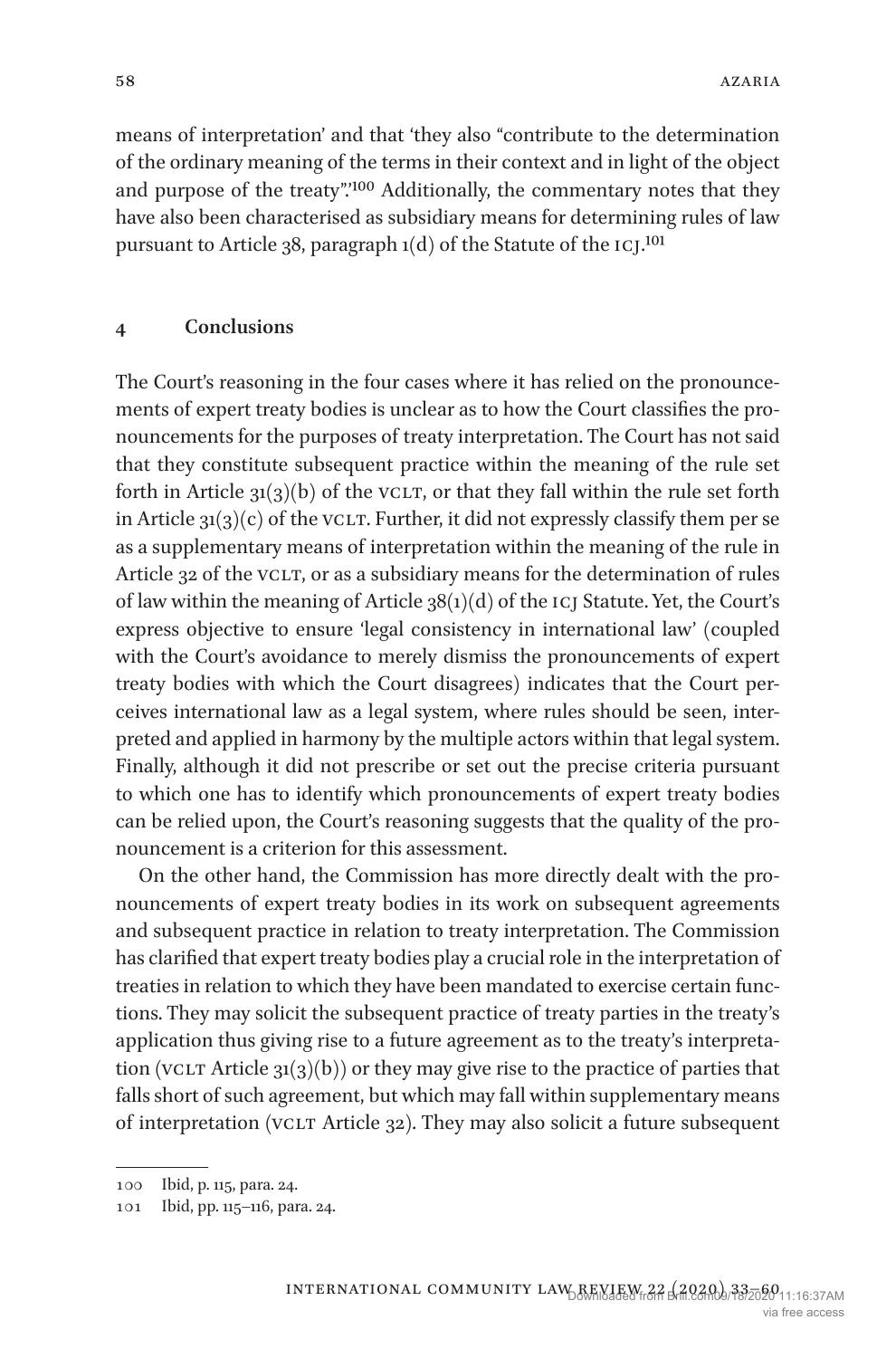means of interpretation' and that 'they also "contribute to the determination of the ordinary meaning of the terms in their context and in light of the object and purpose of the treaty".'[100] Additionally, the commentary notes that they have also been characterised as subsidiary means for determining rules of law pursuant to Article 38, paragraph 1(d) of the Statute of the ICJ.[101]

## 4 Conclusions

The Court's reasoning in the four cases where it has relied on the pronouncements of expert treaty bodies is unclear as to how the Court classifies the pronouncements for the purposes of treaty interpretation. The Court has not said that they constitute subsequent practice within the meaning of the rule set forth in Article 31(3)(b) of the VCLT, or that they fall within the rule set forth in Article 31(3)(c) of the VCLT. Further, it did not expressly classify them per se as a supplementary means of interpretation within the meaning of the rule in Article 32 of the VCLT, or as a subsidiary means for the determination of rules of law within the meaning of Article 38(1)(d) of the ICJ Statute. Yet, the Court's express objective to ensure 'legal consistency in international law' (coupled with the Court's avoidance to merely dismiss the pronouncements of expert treaty bodies with which the Court disagrees) indicates that the Court perceives international law as a legal system, where rules should be seen, interpreted and applied in harmony by the multiple actors within that legal system. Finally, although it did not prescribe or set out the precise criteria pursuant to which one has to identify which pronouncements of expert treaty bodies can be relied upon, the Court's reasoning suggests that the quality of the pronouncement is a criterion for this assessment.

On the other hand, the Commission has more directly dealt with the pronouncements of expert treaty bodies in its work on subsequent agreements and subsequent practice in relation to treaty interpretation. The Commission has clarified that expert treaty bodies play a crucial role in the interpretation of treaties in relation to which they have been mandated to exercise certain functions. They may solicit the subsequent practice of treaty parties in the treaty's application thus giving rise to a future agreement as to the treaty's interpretation (VCLT Article 31(3)(b)) or they may give rise to the practice of parties that falls short of such agreement, but which may fall within supplementary means of interpretation (VCLT Article 32). They may also solicit a future subsequent

---

100 Ibid, p. 115, para. 24.

101 Ibid, pp. 115–116, para. 24.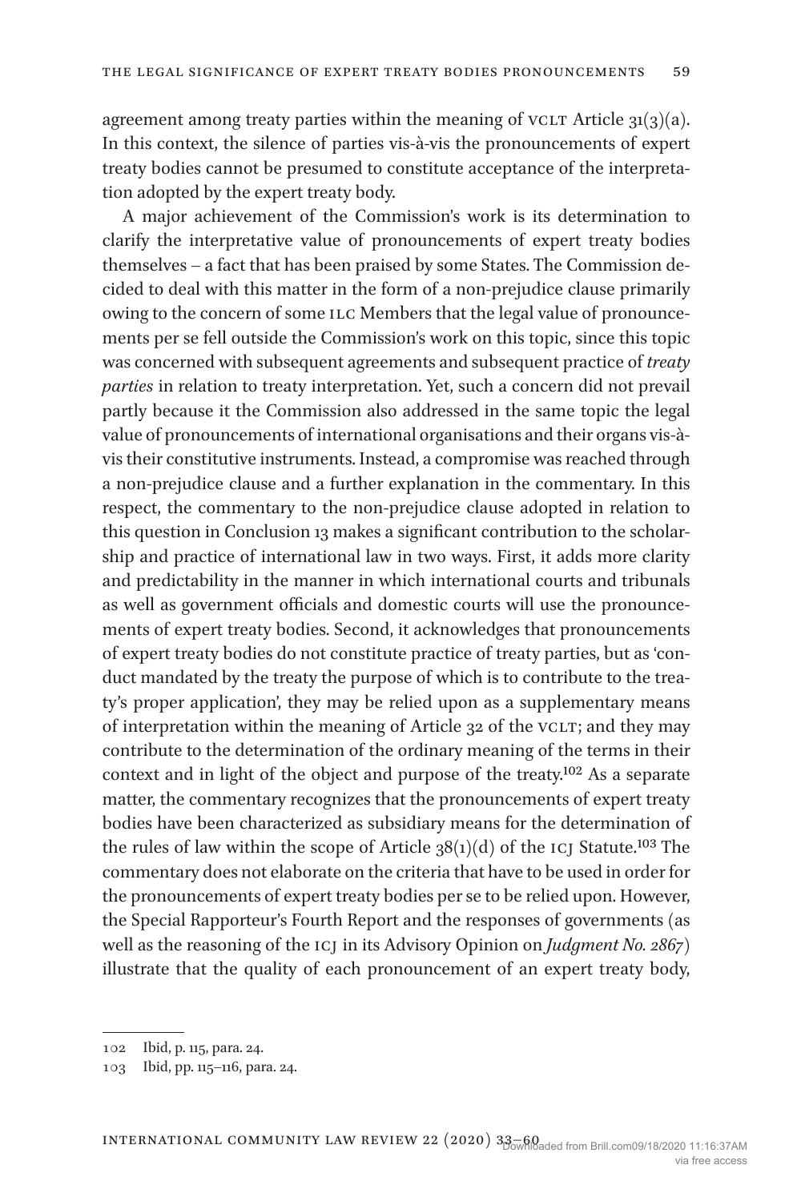agreement among treaty parties within the meaning of VCLT Article 31(3)(a). In this context, the silence of parties vis-à-vis the pronouncements of expert treaty bodies cannot be presumed to constitute acceptance of the interpretation adopted by the expert treaty body.

A major achievement of the Commission's work is its determination to clarify the interpretative value of pronouncements of expert treaty bodies themselves – a fact that has been praised by some States. The Commission decided to deal with this matter in the form of a non-prejudice clause primarily owing to the concern of some ILC Members that the legal value of pronouncements per se fell outside the Commission's work on this topic, since this topic was concerned with subsequent agreements and subsequent practice of *treaty parties* in relation to treaty interpretation. Yet, such a concern did not prevail partly because it the Commission also addressed in the same topic the legal value of pronouncements of international organisations and their organs vis-à-vis their constitutive instruments. Instead, a compromise was reached through a non-prejudice clause and a further explanation in the commentary. In this respect, the commentary to the non-prejudice clause adopted in relation to this question in Conclusion 13 makes a significant contribution to the scholarship and practice of international law in two ways. First, it adds more clarity and predictability in the manner in which international courts and tribunals as well as government officials and domestic courts will use the pronouncements of expert treaty bodies. Second, it acknowledges that pronouncements of expert treaty bodies do not constitute practice of treaty parties, but as 'conduct mandated by the treaty the purpose of which is to contribute to the treaty's proper application', they may be relied upon as a supplementary means of interpretation within the meaning of Article 32 of the VCLT; and they may contribute to the determination of the ordinary meaning of the terms in their context and in light of the object and purpose of the treaty.[102] As a separate matter, the commentary recognizes that the pronouncements of expert treaty bodies have been characterized as subsidiary means for the determination of the rules of law within the scope of Article 38(1)(d) of the ICJ Statute.[103] The commentary does not elaborate on the criteria that have to be used in order for the pronouncements of expert treaty bodies per se to be relied upon. However, the Special Rapporteur's Fourth Report and the responses of governments (as well as the reasoning of the ICJ in its Advisory Opinion on *Judgment No. 2867*) illustrate that the quality of each pronouncement of an expert treaty body,

---

102 Ibid, p. 115, para. 24.

103 Ibid, pp. 115–116, para. 24.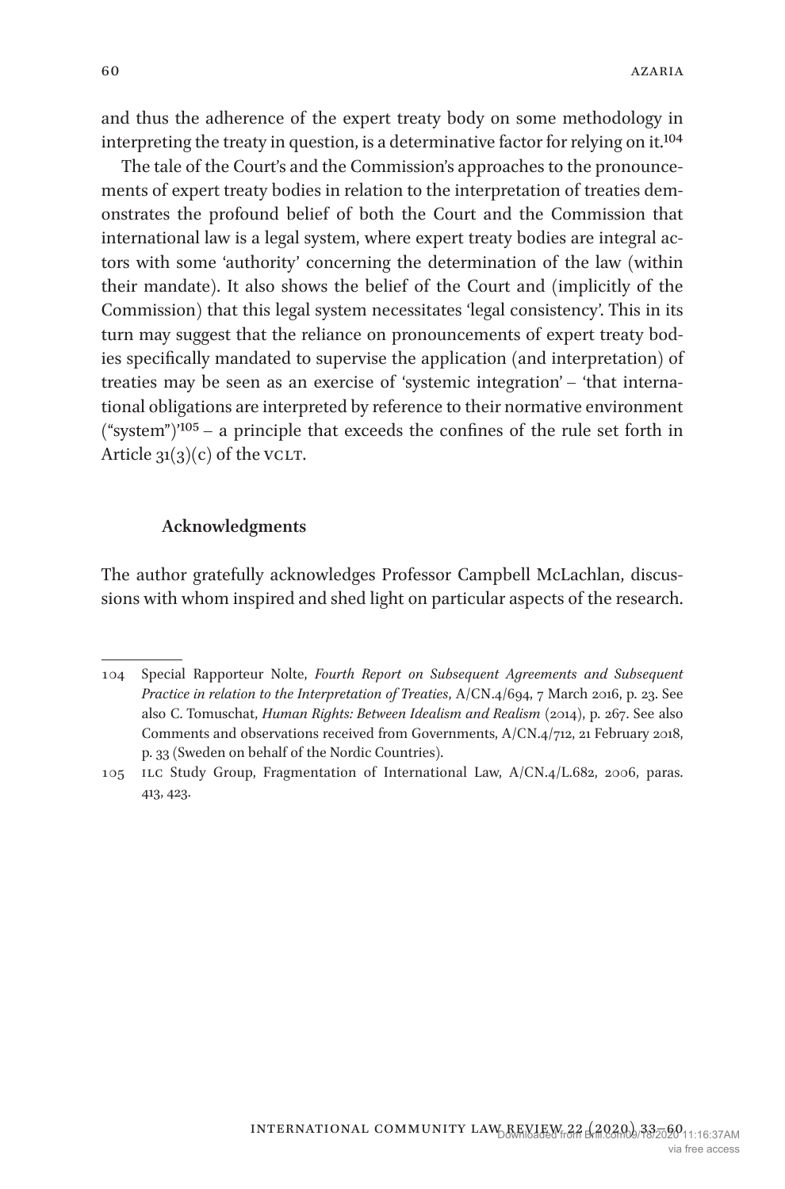and thus the adherence of the expert treaty body on some methodology in interpreting the treaty in question, is a determinative factor for relying on it.[104]

The tale of the Court's and the Commission's approaches to the pronouncements of expert treaty bodies in relation to the interpretation of treaties demonstrates the profound belief of both the Court and the Commission that international law is a legal system, where expert treaty bodies are integral actors with some 'authority' concerning the determination of the law (within their mandate). It also shows the belief of the Court and (implicitly of the Commission) that this legal system necessitates 'legal consistency'. This in its turn may suggest that the reliance on pronouncements of expert treaty bodies specifically mandated to supervise the application (and interpretation) of treaties may be seen as an exercise of 'systemic integration' – 'that international obligations are interpreted by reference to their normative environment ("system")'[105] – a principle that exceeds the confines of the rule set forth in Article 31(3)(c) of the VCLT.

## Acknowledgments

The author gratefully acknowledges Professor Campbell McLachlan, discussions with whom inspired and shed light on particular aspects of the research.

---

104 Special Rapporteur Nolte, *Fourth Report on Subsequent Agreements and Subsequent Practice in relation to the Interpretation of Treaties*, A/CN.4/694, 7 March 2016, p. 23. See also C. Tomuschat, *Human Rights: Between Idealism and Realism* (2014), p. 267. See also Comments and observations received from Governments, A/CN.4/712, 21 February 2018, p. 33 (Sweden on behalf of the Nordic Countries).

105 ILC Study Group, Fragmentation of International Law, A/CN.4/L.682, 2006, paras. 413, 423.